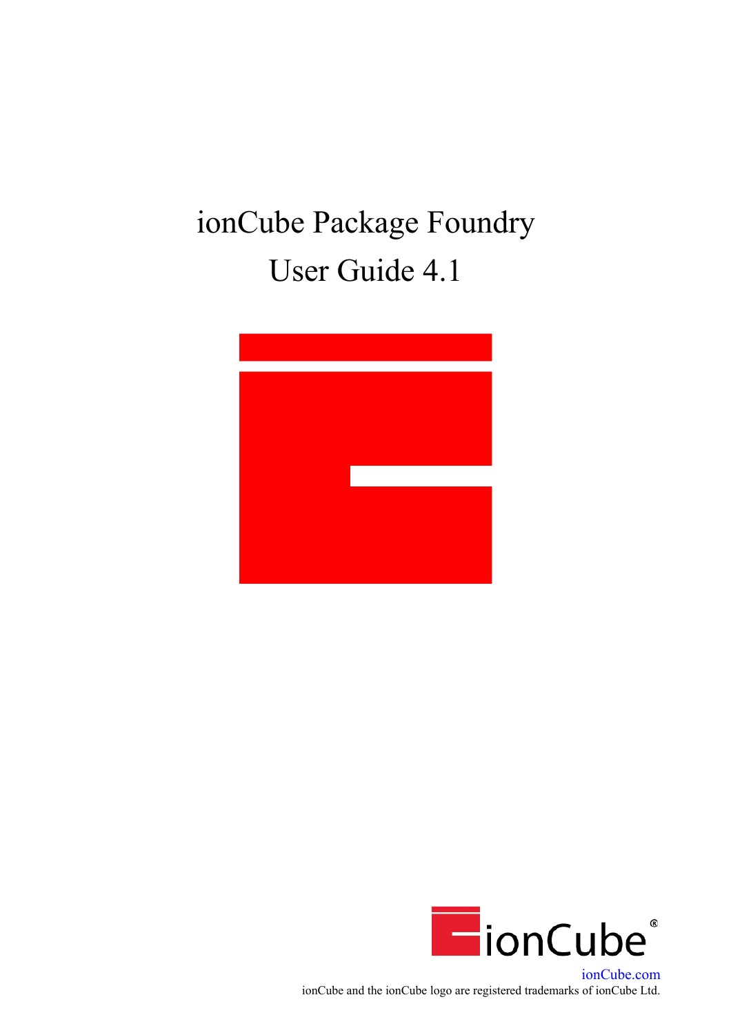# ionCube Package Foundry

# User Guide 4.1

ionCube.com

ionCube and the ionCube logo are registered trademarks of ionCube Ltd.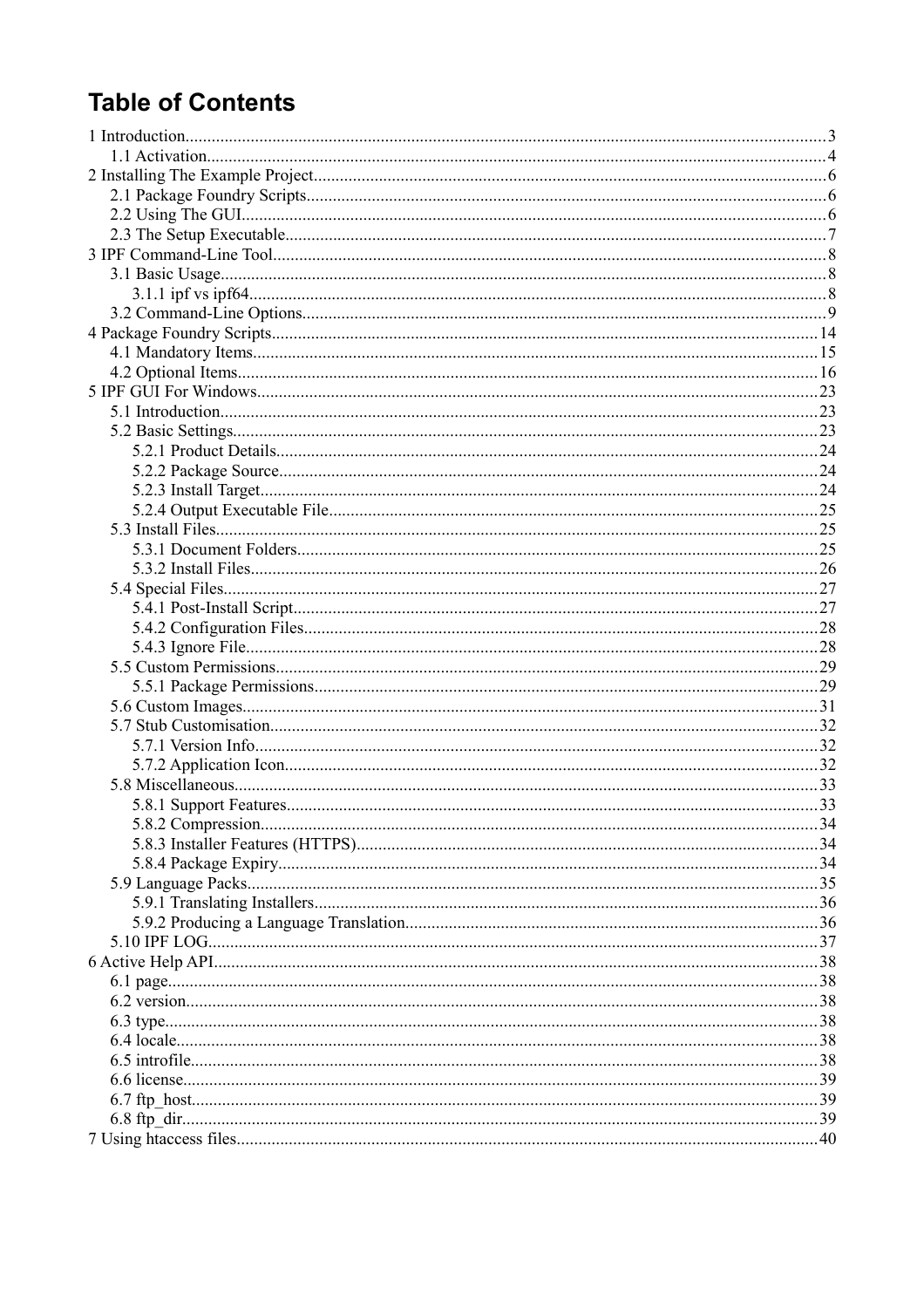# Table of Contents

1 Introduction....................3
- 1.1 Activation....................4

2 Installing The Example Project....................6
- 2.1 Package Foundry Scripts....................6
- 2.2 Using The GUI....................6
- 2.3 The Setup Executable....................7

3 IPF Command-Line Tool....................8
- 3.1 Basic Usage....................8
  - 3.1.1 ipf vs ipf64....................8
- 3.2 Command-Line Options....................9

4 Package Foundry Scripts....................14
- 4.1 Mandatory Items....................15
- 4.2 Optional Items....................16

5 IPF GUI For Windows....................23
- 5.1 Introduction....................23
- 5.2 Basic Settings....................23
  - 5.2.1 Product Details....................24
  - 5.2.2 Package Source....................24
  - 5.2.3 Install Target....................24
  - 5.2.4 Output Executable File....................25
- 5.3 Install Files....................25
  - 5.3.1 Document Folders....................25
  - 5.3.2 Install Files....................26
- 5.4 Special Files....................27
  - 5.4.1 Post-Install Script....................27
  - 5.4.2 Configuration Files....................28
  - 5.4.3 Ignore File....................28
- 5.5 Custom Permissions....................29
  - 5.5.1 Package Permissions....................29
- 5.6 Custom Images....................31
- 5.7 Stub Customisation....................32
  - 5.7.1 Version Info....................32
  - 5.7.2 Application Icon....................32
- 5.8 Miscellaneous....................33
  - 5.8.1 Support Features....................33
  - 5.8.2 Compression....................34
  - 5.8.3 Installer Features (HTTPS)....................34
  - 5.8.4 Package Expiry....................34
- 5.9 Language Packs....................35
  - 5.9.1 Translating Installers....................36
  - 5.9.2 Producing a Language Translation....................36
- 5.10 IPF LOG....................37

6 Active Help API....................38
- 6.1 page....................38
- 6.2 version....................38
- 6.3 type....................38
- 6.4 locale....................38
- 6.5 introfile....................38
- 6.6 license....................39
- 6.7 ftp_host....................39
- 6.8 ftp_dir....................39

7 Using htaccess files....................40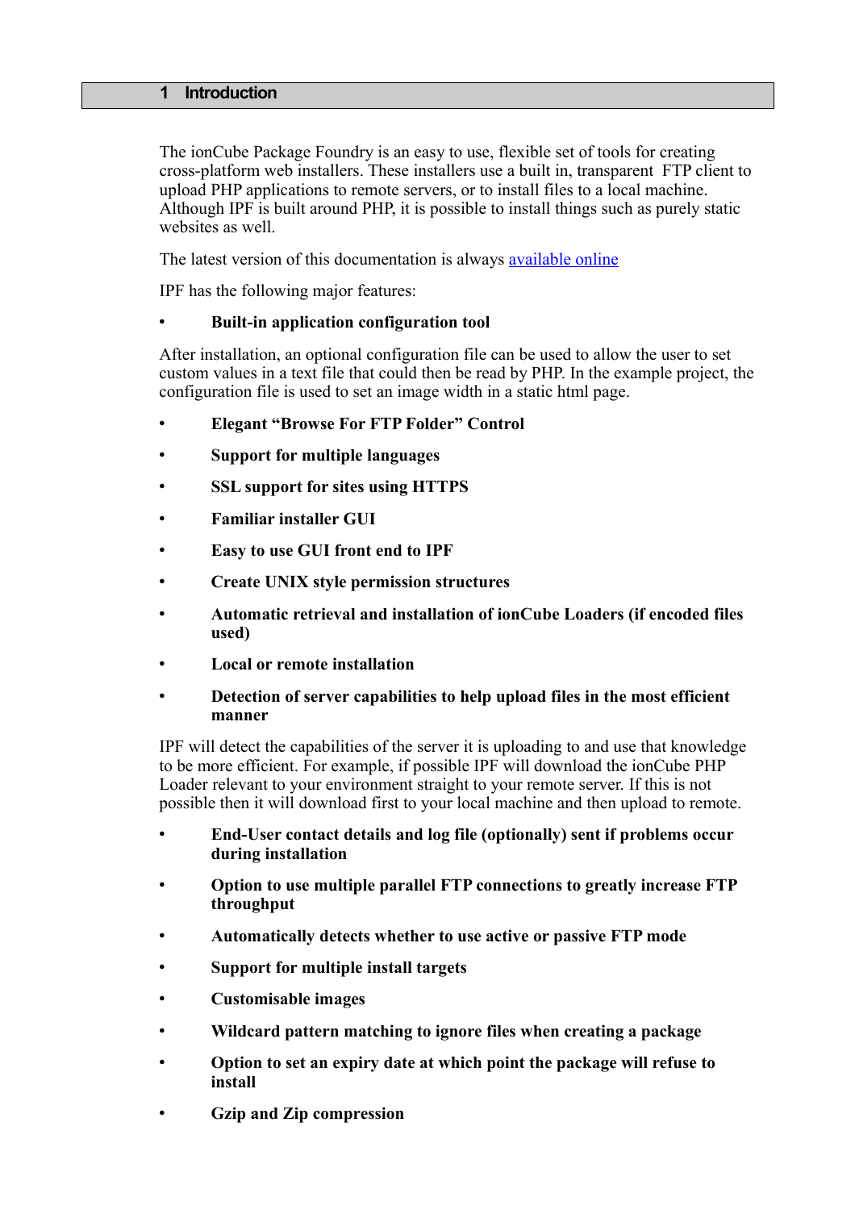# 1 Introduction

The ionCube Package Foundry is an easy to use, flexible set of tools for creating cross-platform web installers. These installers use a built in, transparent FTP client to upload PHP applications to remote servers, or to install files to a local machine. Although IPF is built around PHP, it is possible to install things such as purely static websites as well.

The latest version of this documentation is always available online

IPF has the following major features:

- **Built-in application configuration tool**

After installation, an optional configuration file can be used to allow the user to set custom values in a text file that could then be read by PHP. In the example project, the configuration file is used to set an image width in a static html page.

- **Elegant "Browse For FTP Folder" Control**
- **Support for multiple languages**
- **SSL support for sites using HTTPS**
- **Familiar installer GUI**
- **Easy to use GUI front end to IPF**
- **Create UNIX style permission structures**
- **Automatic retrieval and installation of ionCube Loaders (if encoded files used)**
- **Local or remote installation**
- **Detection of server capabilities to help upload files in the most efficient manner**

IPF will detect the capabilities of the server it is uploading to and use that knowledge to be more efficient. For example, if possible IPF will download the ionCube PHP Loader relevant to your environment straight to your remote server. If this is not possible then it will download first to your local machine and then upload to remote.

- **End-User contact details and log file (optionally) sent if problems occur during installation**
- **Option to use multiple parallel FTP connections to greatly increase FTP throughput**
- **Automatically detects whether to use active or passive FTP mode**
- **Support for multiple install targets**
- **Customisable images**
- **Wildcard pattern matching to ignore files when creating a package**
- **Option to set an expiry date at which point the package will refuse to install**
- **Gzip and Zip compression**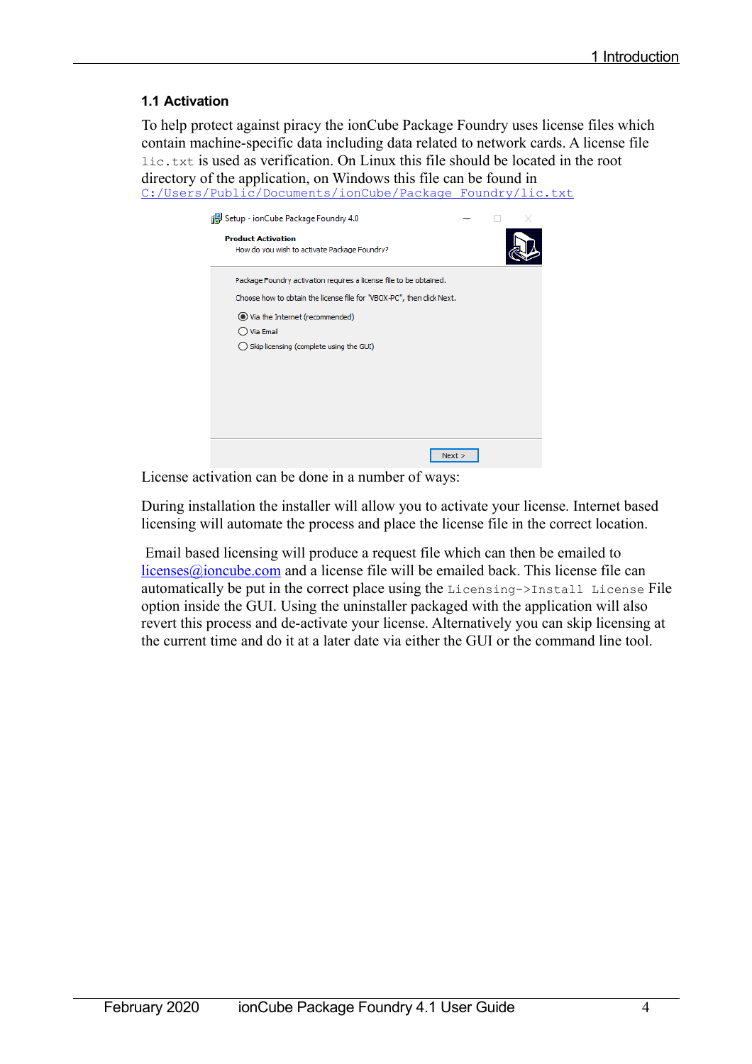## 1.1 Activation

To help protect against piracy the ionCube Package Foundry uses license files which contain machine-specific data including data related to network cards. A license file `lic.txt` is used as verification. On Linux this file should be located in the root directory of the application, on Windows this file can be found in `C:/Users/Public/Documents/ionCube/Package Foundry/lic.txt`

License activation can be done in a number of ways:

During installation the installer will allow you to activate your license. Internet based licensing will automate the process and place the license file in the correct location.

Email based licensing will produce a request file which can then be emailed to licenses@ioncube.com and a license file will be emailed back. This license file can automatically be put in the correct place using the `Licensing->Install License` File option inside the GUI. Using the uninstaller packaged with the application will also revert this process and de-activate your license. Alternatively you can skip licensing at the current time and do it at a later date via either the GUI or the command line tool.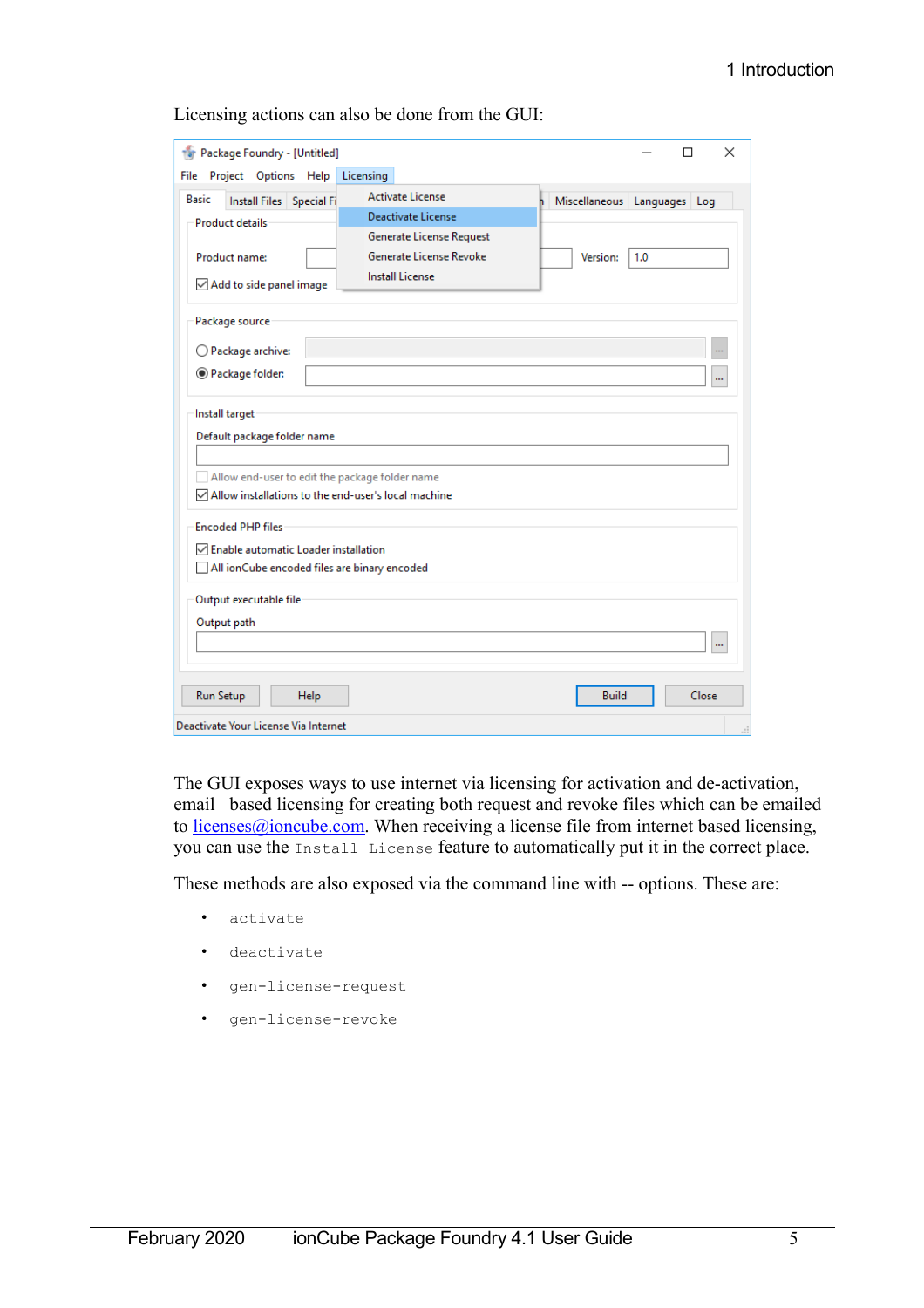Licensing actions can also be done from the GUI:

The GUI exposes ways to use internet via licensing for activation and de-activation, email based licensing for creating both request and revoke files which can be emailed to licenses@ioncube.com. When receiving a license file from internet based licensing, you can use the `Install License` feature to automatically put it in the correct place.

These methods are also exposed via the command line with -- options. These are:

- `activate`
- `deactivate`
- `gen-license-request`
- `gen-license-revoke`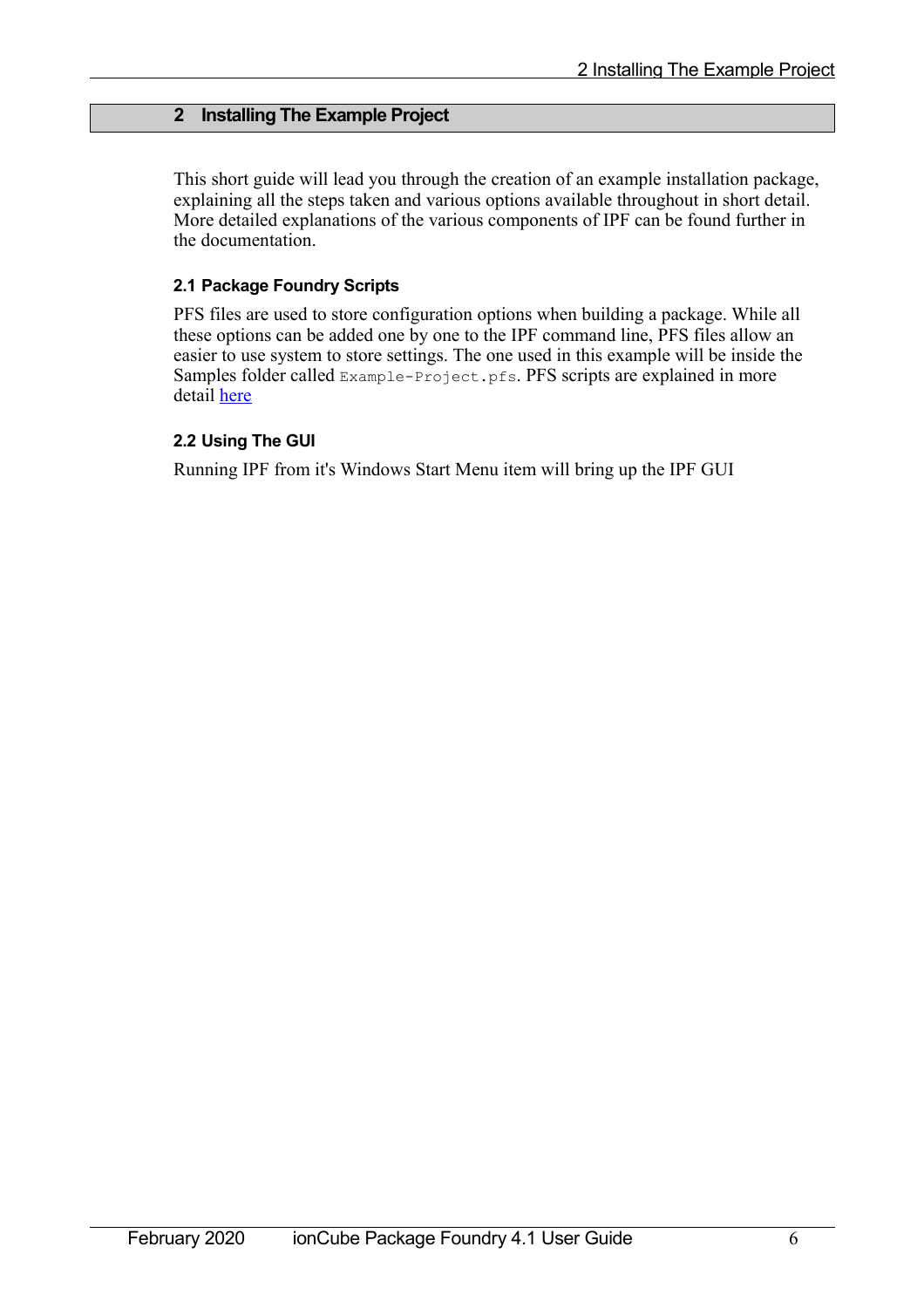# 2 Installing The Example Project

This short guide will lead you through the creation of an example installation package, explaining all the steps taken and various options available throughout in short detail. More detailed explanations of the various components of IPF can be found further in the documentation.

## 2.1 Package Foundry Scripts

PFS files are used to store configuration options when building a package. While all these options can be added one by one to the IPF command line, PFS files allow an easier to use system to store settings. The one used in this example will be inside the Samples folder called `Example-Project.pfs`. PFS scripts are explained in more detail here

## 2.2 Using The GUI

Running IPF from it's Windows Start Menu item will bring up the IPF GUI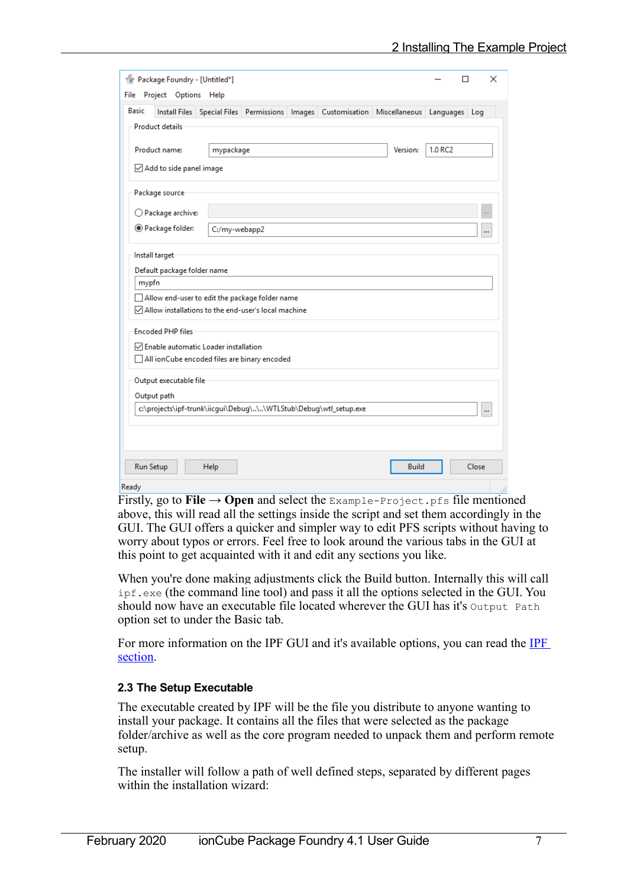Firstly, go to **File → Open** and select the `Example-Project.pfs` file mentioned above, this will read all the settings inside the script and set them accordingly in the GUI. The GUI offers a quicker and simpler way to edit PFS scripts without having to worry about typos or errors. Feel free to look around the various tabs in the GUI at this point to get acquainted with it and edit any sections you like.

When you're done making adjustments click the Build button. Internally this will call `ipf.exe` (the command line tool) and pass it all the options selected in the GUI. You should now have an executable file located wherever the GUI has it's `Output Path` option set to under the Basic tab.

For more information on the IPF GUI and it's available options, you can read the IPF section.

### 2.3 The Setup Executable

The executable created by IPF will be the file you distribute to anyone wanting to install your package. It contains all the files that were selected as the package folder/archive as well as the core program needed to unpack them and perform remote setup.

The installer will follow a path of well defined steps, separated by different pages within the installation wizard: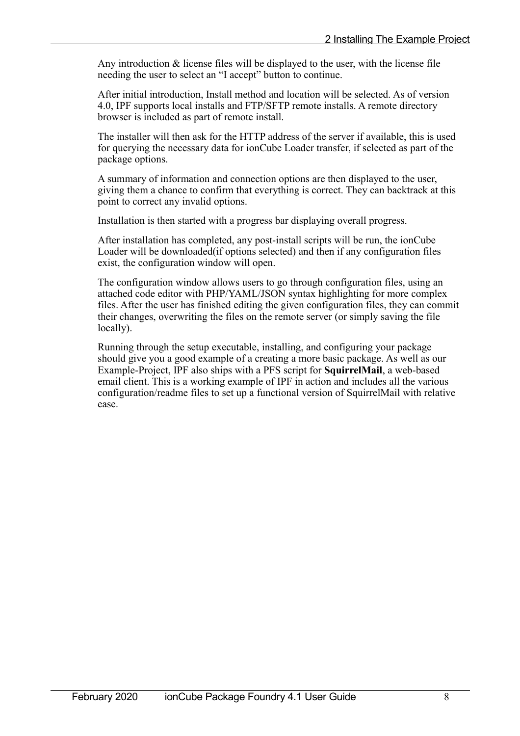Any introduction & license files will be displayed to the user, with the license file needing the user to select an "I accept" button to continue.

After initial introduction, Install method and location will be selected. As of version 4.0, IPF supports local installs and FTP/SFTP remote installs. A remote directory browser is included as part of remote install.

The installer will then ask for the HTTP address of the server if available, this is used for querying the necessary data for ionCube Loader transfer, if selected as part of the package options.

A summary of information and connection options are then displayed to the user, giving them a chance to confirm that everything is correct. They can backtrack at this point to correct any invalid options.

Installation is then started with a progress bar displaying overall progress.

After installation has completed, any post-install scripts will be run, the ionCube Loader will be downloaded(if options selected) and then if any configuration files exist, the configuration window will open.

The configuration window allows users to go through configuration files, using an attached code editor with PHP/YAML/JSON syntax highlighting for more complex files. After the user has finished editing the given configuration files, they can commit their changes, overwriting the files on the remote server (or simply saving the file locally).

Running through the setup executable, installing, and configuring your package should give you a good example of a creating a more basic package. As well as our Example-Project, IPF also ships with a PFS script for **SquirrelMail**, a web-based email client. This is a working example of IPF in action and includes all the various configuration/readme files to set up a functional version of SquirrelMail with relative ease.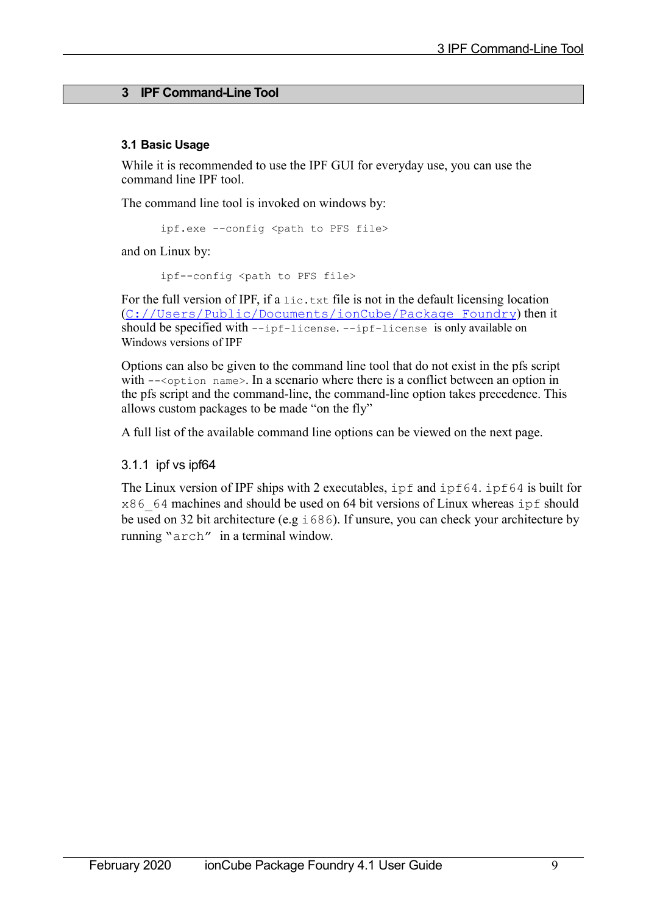# 3 IPF Command-Line Tool

## 3.1 Basic Usage

While it is recommended to use the IPF GUI for everyday use, you can use the command line IPF tool.

The command line tool is invoked on windows by:

```
ipf.exe --config <path to PFS file>
```

and on Linux by:

```
ipf--config <path to PFS file>
```

For the full version of IPF, if a `lic.txt` file is not in the default licensing location ([C://Users/Public/Documents/ionCube/Package_Foundry](C://Users/Public/Documents/ionCube/Package_Foundry)) then it should be specified with `--ipf-license`. `--ipf-license` is only available on Windows versions of IPF

Options can also be given to the command line tool that do not exist in the pfs script with `--<option name>`. In a scenario where there is a conflict between an option in the pfs script and the command-line, the command-line option takes precedence. This allows custom packages to be made "on the fly"

A full list of the available command line options can be viewed on the next page.

### 3.1.1 ipf vs ipf64

The Linux version of IPF ships with 2 executables, `ipf` and `ipf64`. `ipf64` is built for `x86_64` machines and should be used on 64 bit versions of Linux whereas `ipf` should be used on 32 bit architecture (e.g `i686`). If unsure, you can check your architecture by running "`arch`" in a terminal window.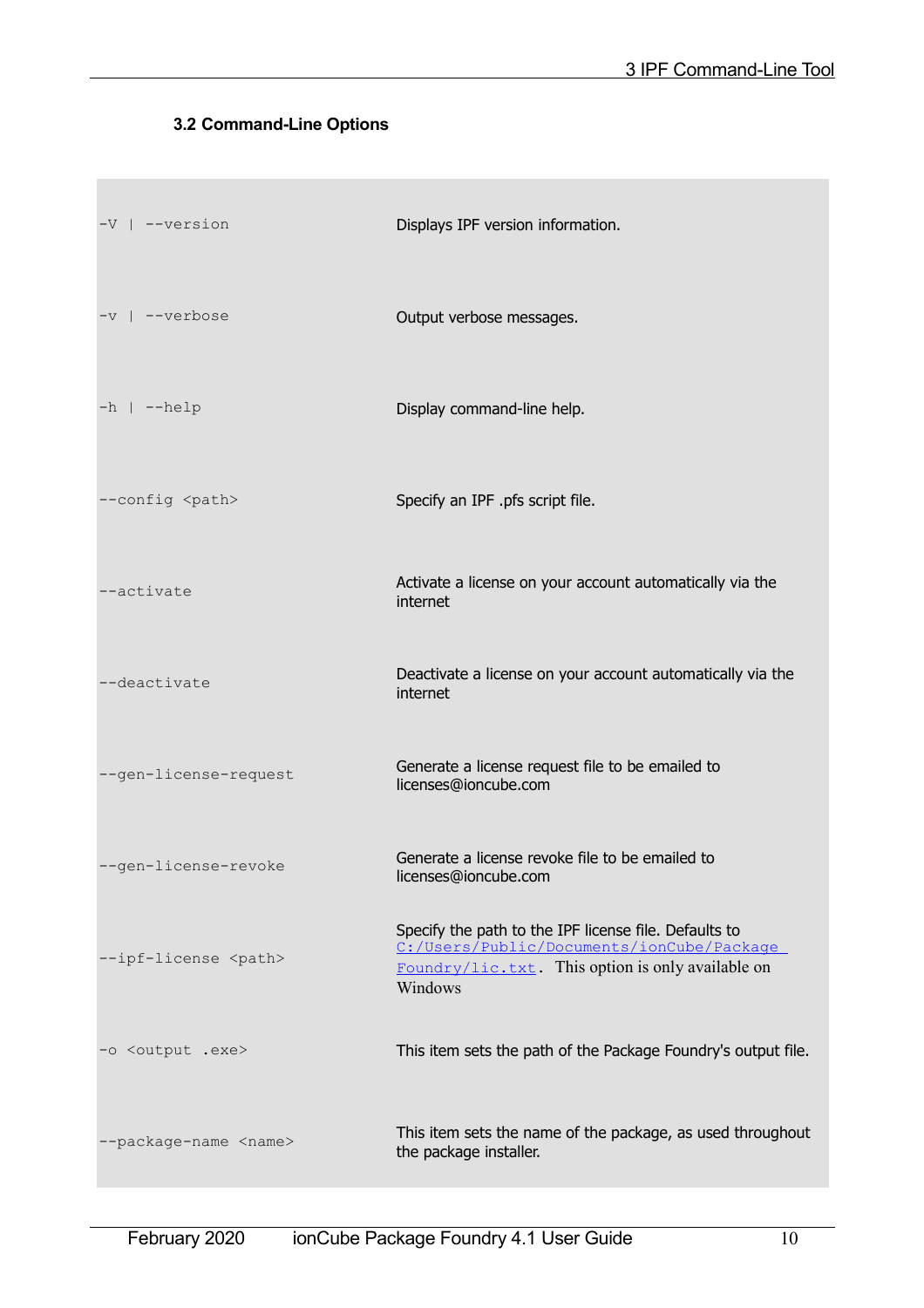### 3.2 Command-Line Options

| | |
|---|---|
| `-V | --version` | Displays IPF version information. |
| `-v | --verbose` | Output verbose messages. |
| `-h | --help` | Display command-line help. |
| `--config <path>` | Specify an IPF .pfs script file. |
| `--activate` | Activate a license on your account automatically via the internet |
| `--deactivate` | Deactivate a license on your account automatically via the internet |
| `--gen-license-request` | Generate a license request file to be emailed to licenses@ioncube.com |
| `--gen-license-revoke` | Generate a license revoke file to be emailed to licenses@ioncube.com |
| `--ipf-license <path>` | Specify the path to the IPF license file. Defaults to `C:/Users/Public/Documents/ionCube/Package Foundry/lic.txt`. This option is only available on Windows |
| `-o <output .exe>` | This item sets the path of the Package Foundry's output file. |
| `--package-name <name>` | This item sets the name of the package, as used throughout the package installer. |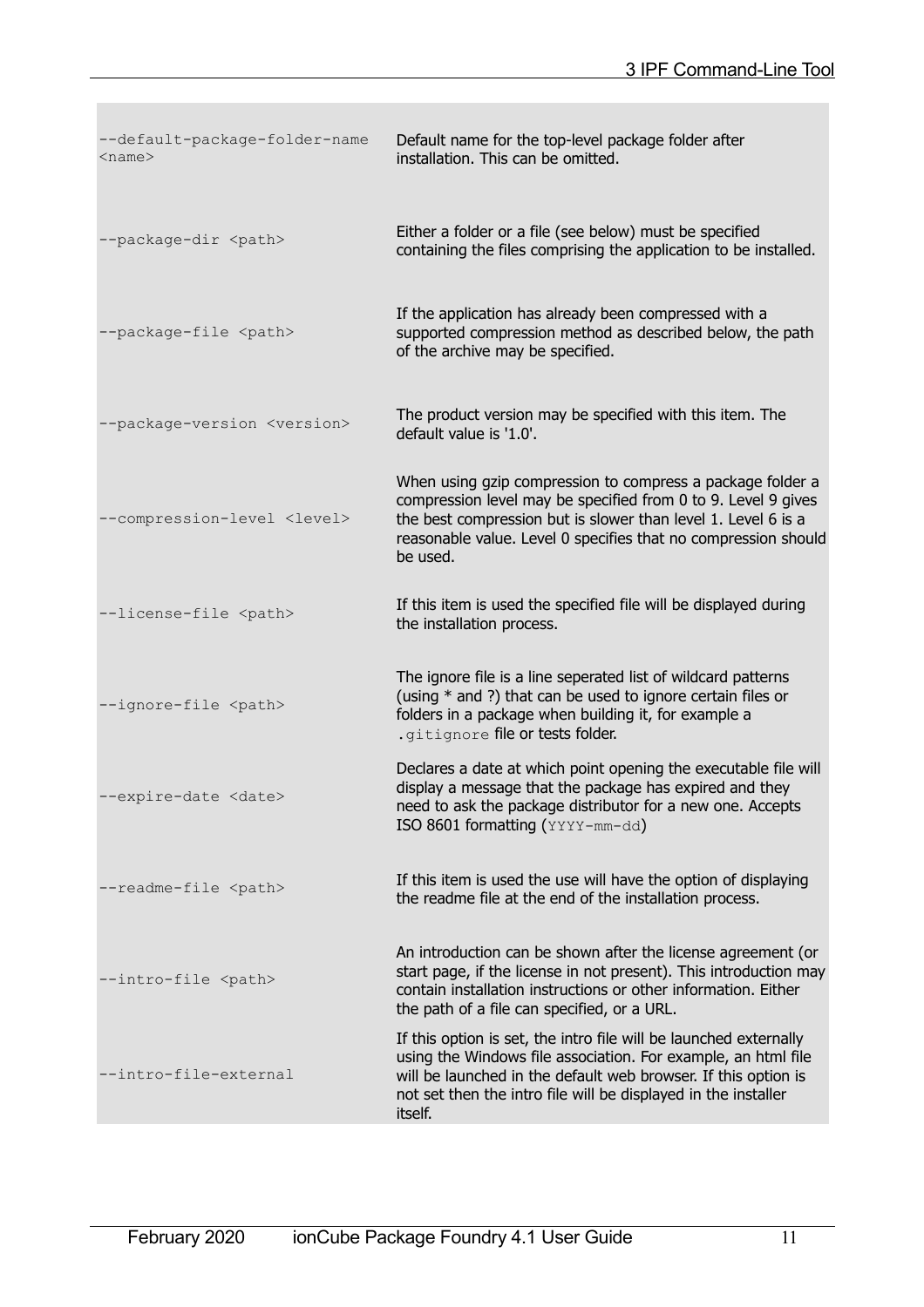| | |
|---|---|
| `--default-package-folder-name <name>` | Default name for the top-level package folder after installation. This can be omitted. |
| `--package-dir <path>` | Either a folder or a file (see below) must be specified containing the files comprising the application to be installed. |
| `--package-file <path>` | If the application has already been compressed with a supported compression method as described below, the path of the archive may be specified. |
| `--package-version <version>` | The product version may be specified with this item. The default value is '1.0'. |
| `--compression-level <level>` | When using gzip compression to compress a package folder a compression level may be specified from 0 to 9. Level 9 gives the best compression but is slower than level 1. Level 6 is a reasonable value. Level 0 specifies that no compression should be used. |
| `--license-file <path>` | If this item is used the specified file will be displayed during the installation process. |
| `--ignore-file <path>` | The ignore file is a line seperated list of wildcard patterns (using * and ?) that can be used to ignore certain files or folders in a package when building it, for example a `.gitignore` file or tests folder. |
| `--expire-date <date>` | Declares a date at which point opening the executable file will display a message that the package has expired and they need to ask the package distributor for a new one. Accepts ISO 8601 formatting (`YYYY-mm-dd`) |
| `--readme-file <path>` | If this item is used the use will have the option of displaying the readme file at the end of the installation process. |
| `--intro-file <path>` | An introduction can be shown after the license agreement (or start page, if the license in not present). This introduction may contain installation instructions or other information. Either the path of a file can specified, or a URL. |
| `--intro-file-external` | If this option is set, the intro file will be launched externally using the Windows file association. For example, an html file will be launched in the default web browser. If this option is not set then the intro file will be displayed in the installer itself. |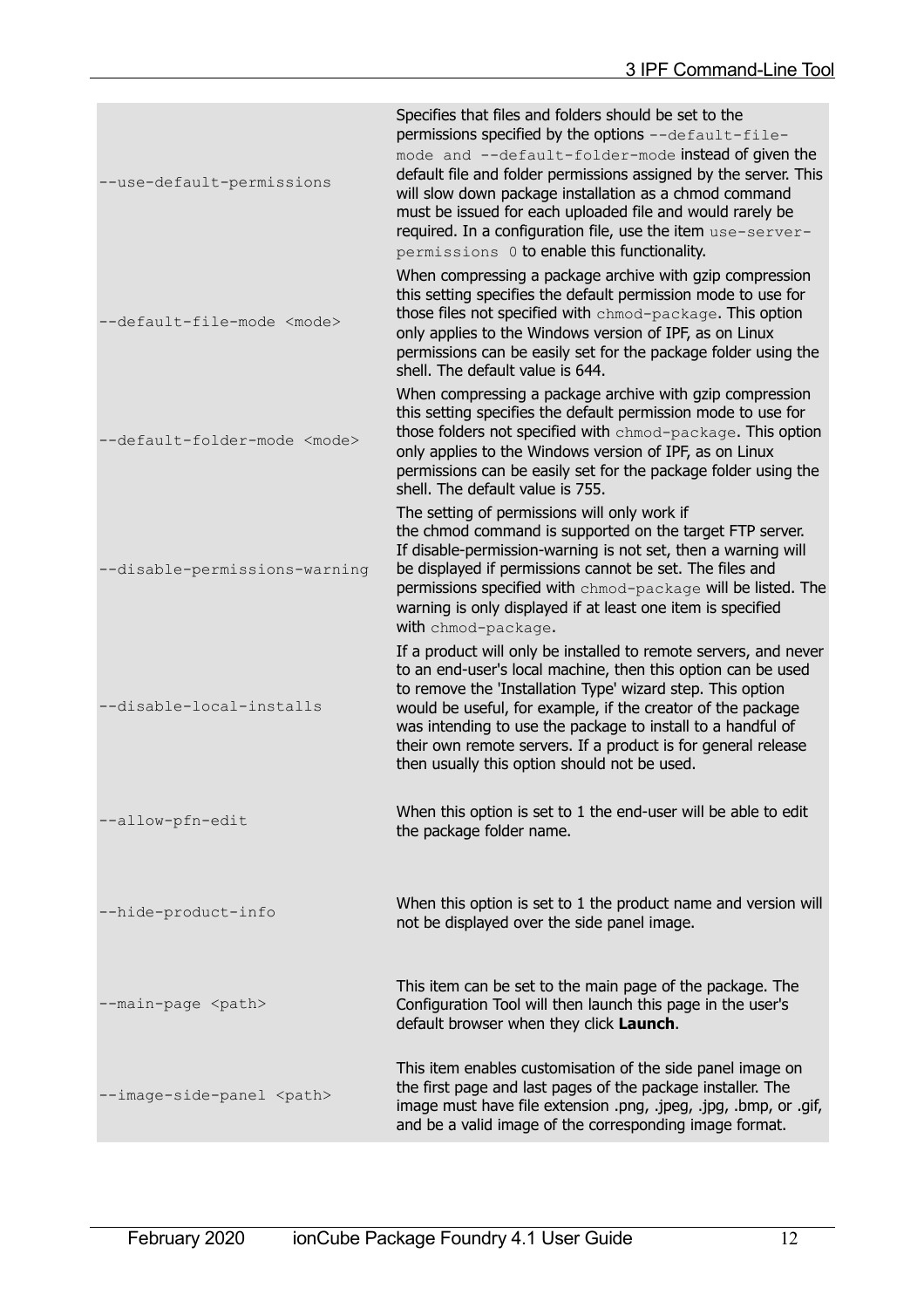| | |
|---|---|
| `--use-default-permissions` | Specifies that files and folders should be set to the permissions specified by the options `--default-file-mode` and `--default-folder-mode` instead of given the default file and folder permissions assigned by the server. This will slow down package installation as a chmod command must be issued for each uploaded file and would rarely be required. In a configuration file, use the item `use-server-permissions 0` to enable this functionality. |
| `--default-file-mode <mode>` | When compressing a package archive with gzip compression this setting specifies the default permission mode to use for those files not specified with `chmod-package`. This option only applies to the Windows version of IPF, as on Linux permissions can be easily set for the package folder using the shell. The default value is 644. |
| `--default-folder-mode <mode>` | When compressing a package archive with gzip compression this setting specifies the default permission mode to use for those folders not specified with `chmod-package`. This option only applies to the Windows version of IPF, as on Linux permissions can be easily set for the package folder using the shell. The default value is 755. |
| `--disable-permissions-warning` | The setting of permissions will only work if the chmod command is supported on the target FTP server. If disable-permission-warning is not set, then a warning will be displayed if permissions cannot be set. The files and permissions specified with `chmod-package` will be listed. The warning is only displayed if at least one item is specified with `chmod-package`. |
| `--disable-local-installs` | If a product will only be installed to remote servers, and never to an end-user's local machine, then this option can be used to remove the 'Installation Type' wizard step. This option would be useful, for example, if the creator of the package was intending to use the package to install to a handful of their own remote servers. If a product is for general release then usually this option should not be used. |
| `--allow-pfn-edit` | When this option is set to 1 the end-user will be able to edit the package folder name. |
| `--hide-product-info` | When this option is set to 1 the product name and version will not be displayed over the side panel image. |
| `--main-page <path>` | This item can be set to the main page of the package. The Configuration Tool will then launch this page in the user's default browser when they click **Launch**. |
| `--image-side-panel <path>` | This item enables customisation of the side panel image on the first page and last pages of the package installer. The image must have file extension .png, .jpeg, .jpg, .bmp, or .gif, and be a valid image of the corresponding image format. |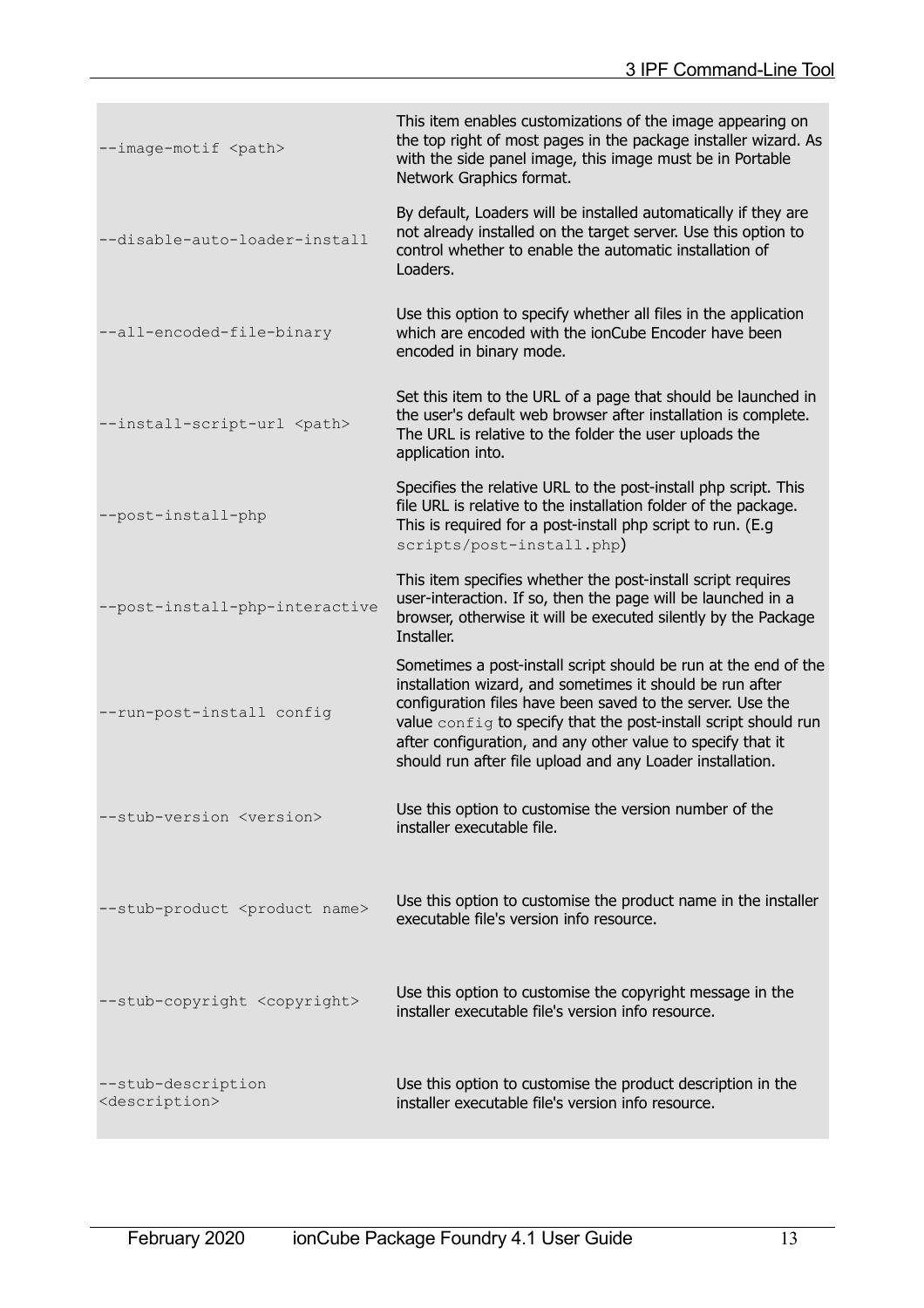| | |
|---|---|
| `--image-motif <path>` | This item enables customizations of the image appearing on the top right of most pages in the package installer wizard. As with the side panel image, this image must be in Portable Network Graphics format. |
| `--disable-auto-loader-install` | By default, Loaders will be installed automatically if they are not already installed on the target server. Use this option to control whether to enable the automatic installation of Loaders. |
| `--all-encoded-file-binary` | Use this option to specify whether all files in the application which are encoded with the ionCube Encoder have been encoded in binary mode. |
| `--install-script-url <path>` | Set this item to the URL of a page that should be launched in the user's default web browser after installation is complete. The URL is relative to the folder the user uploads the application into. |
| `--post-install-php` | Specifies the relative URL to the post-install php script. This file URL is relative to the installation folder of the package. This is required for a post-install php script to run. (E.g `scripts/post-install.php`) |
| `--post-install-php-interactive` | This item specifies whether the post-install script requires user-interaction. If so, then the page will be launched in a browser, otherwise it will be executed silently by the Package Installer. |
| `--run-post-install config` | Sometimes a post-install script should be run at the end of the installation wizard, and sometimes it should be run after configuration files have been saved to the server. Use the value `config` to specify that the post-install script should run after configuration, and any other value to specify that it should run after file upload and any Loader installation. |
| `--stub-version <version>` | Use this option to customise the version number of the installer executable file. |
| `--stub-product <product name>` | Use this option to customise the product name in the installer executable file's version info resource. |
| `--stub-copyright <copyright>` | Use this option to customise the copyright message in the installer executable file's version info resource. |
| `--stub-description <description>` | Use this option to customise the product description in the installer executable file's version info resource. |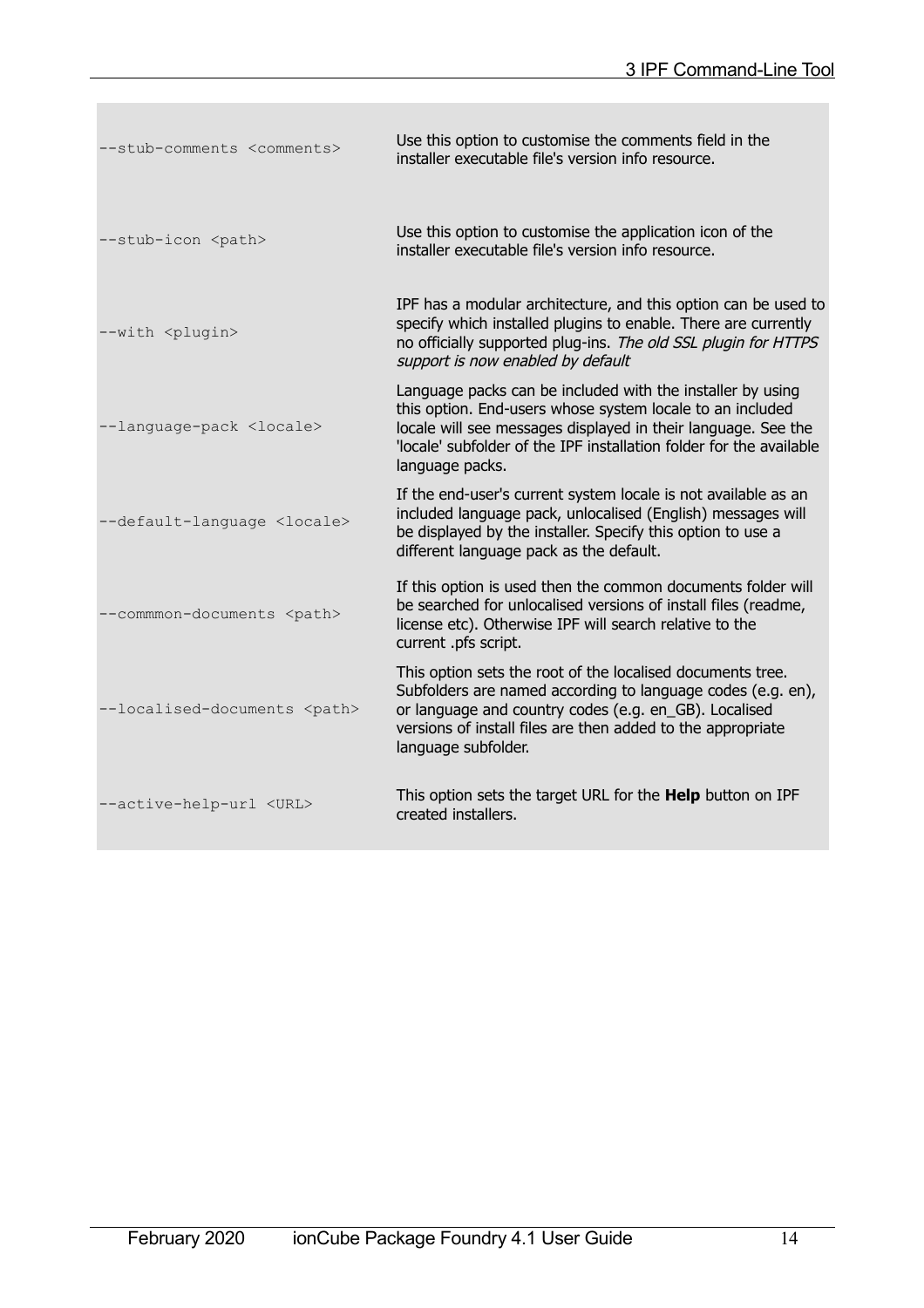| | |
|---|---|
| `--stub-comments <comments>` | Use this option to customise the comments field in the installer executable file's version info resource. |
| `--stub-icon <path>` | Use this option to customise the application icon of the installer executable file's version info resource. |
| `--with <plugin>` | IPF has a modular architecture, and this option can be used to specify which installed plugins to enable. There are currently no officially supported plug-ins. *The old SSL plugin for HTTPS support is now enabled by default* |
| `--language-pack <locale>` | Language packs can be included with the installer by using this option. End-users whose system locale to an included locale will see messages displayed in their language. See the 'locale' subfolder of the IPF installation folder for the available language packs. |
| `--default-language <locale>` | If the end-user's current system locale is not available as an included language pack, unlocalised (English) messages will be displayed by the installer. Specify this option to use a different language pack as the default. |
| `--commmon-documents <path>` | If this option is used then the common documents folder will be searched for unlocalised versions of install files (readme, license etc). Otherwise IPF will search relative to the current .pfs script. |
| `--localised-documents <path>` | This option sets the root of the localised documents tree. Subfolders are named according to language codes (e.g. en), or language and country codes (e.g. en_GB). Localised versions of install files are then added to the appropriate language subfolder. |
| `--active-help-url <URL>` | This option sets the target URL for the **Help** button on IPF created installers. |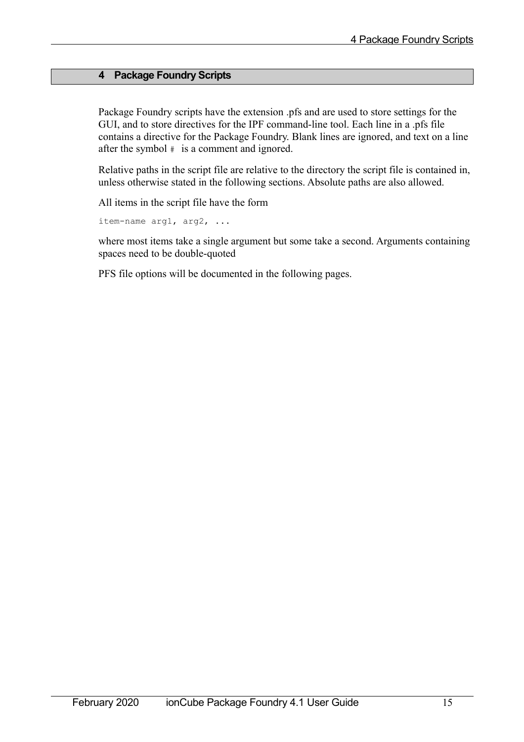# 4 Package Foundry Scripts

Package Foundry scripts have the extension .pfs and are used to store settings for the GUI, and to store directives for the IPF command-line tool. Each line in a .pfs file contains a directive for the Package Foundry. Blank lines are ignored, and text on a line after the symbol `#` is a comment and ignored.

Relative paths in the script file are relative to the directory the script file is contained in, unless otherwise stated in the following sections. Absolute paths are also allowed.

All items in the script file have the form

```
item-name arg1, arg2, ...
```

where most items take a single argument but some take a second. Arguments containing spaces need to be double-quoted

PFS file options will be documented in the following pages.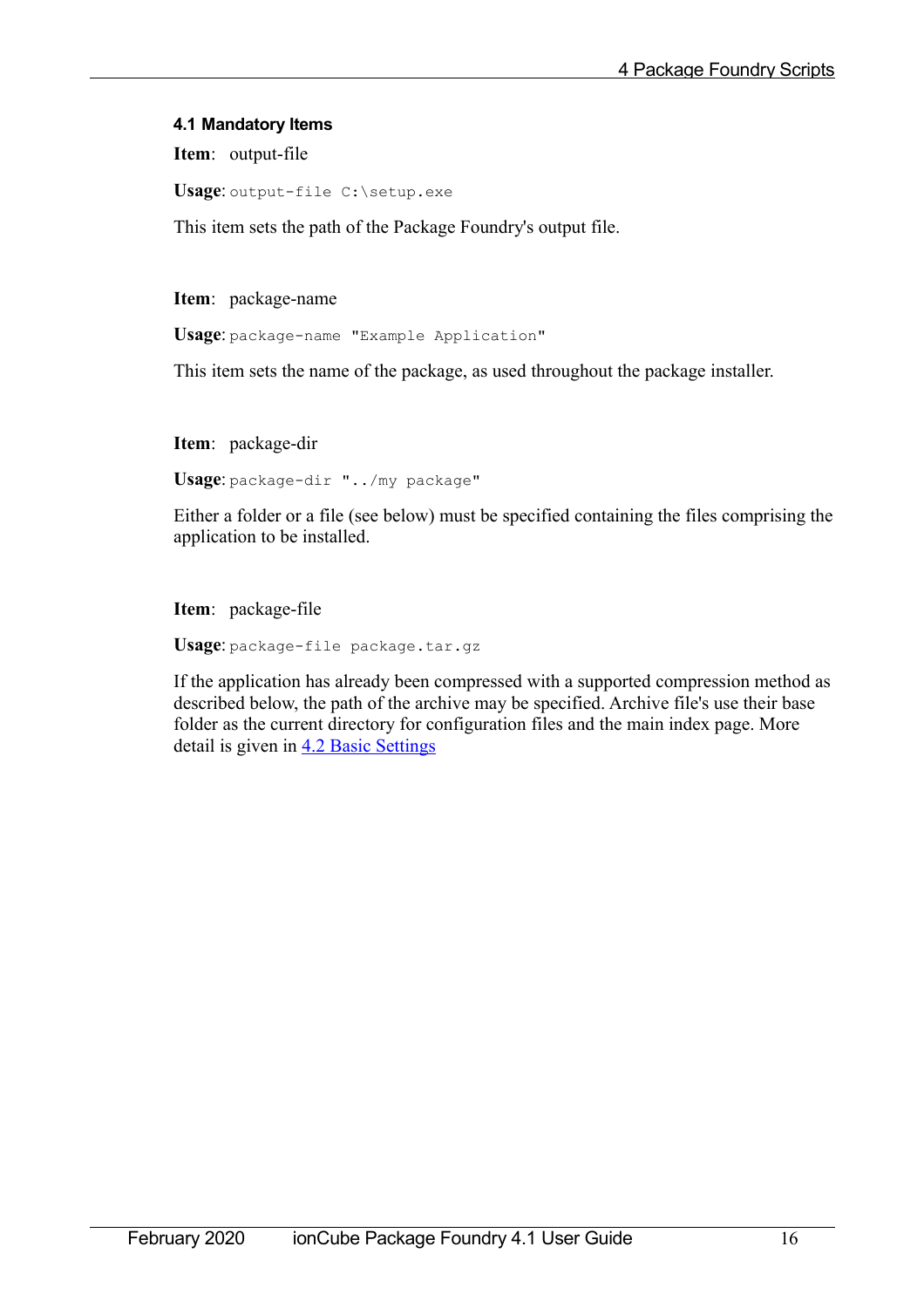### 4.1 Mandatory Items

**Item**: output-file

**Usage**: `output-file C:\setup.exe`

This item sets the path of the Package Foundry's output file.

**Item**: package-name

**Usage**: `package-name "Example Application"`

This item sets the name of the package, as used throughout the package installer.

**Item**: package-dir

**Usage**: `package-dir "../my package"`

Either a folder or a file (see below) must be specified containing the files comprising the application to be installed.

**Item**: package-file

**Usage**: `package-file package.tar.gz`

If the application has already been compressed with a supported compression method as described below, the path of the archive may be specified. Archive file's use their base folder as the current directory for configuration files and the main index page. More detail is given in 4.2 Basic Settings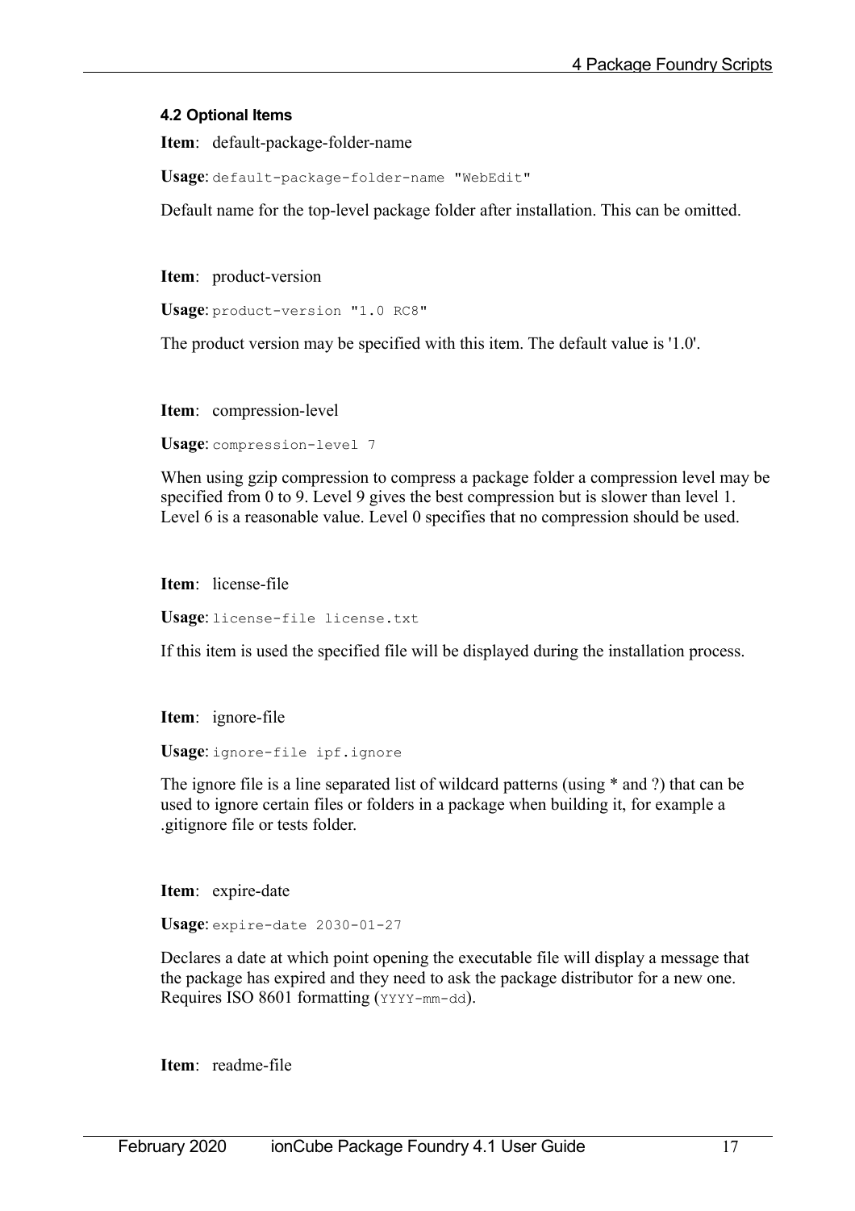### 4.2 Optional Items

**Item**: default-package-folder-name

**Usage**: `default-package-folder-name "WebEdit"`

Default name for the top-level package folder after installation. This can be omitted.

**Item**: product-version

**Usage**: `product-version "1.0 RC8"`

The product version may be specified with this item. The default value is '1.0'.

**Item**: compression-level

**Usage**: `compression-level 7`

When using gzip compression to compress a package folder a compression level may be specified from 0 to 9. Level 9 gives the best compression but is slower than level 1. Level 6 is a reasonable value. Level 0 specifies that no compression should be used.

**Item**: license-file

**Usage**: `license-file license.txt`

If this item is used the specified file will be displayed during the installation process.

**Item**: ignore-file

**Usage**: `ignore-file ipf.ignore`

The ignore file is a line separated list of wildcard patterns (using * and ?) that can be used to ignore certain files or folders in a package when building it, for example a .gitignore file or tests folder.

**Item**: expire-date

**Usage**: `expire-date 2030-01-27`

Declares a date at which point opening the executable file will display a message that the package has expired and they need to ask the package distributor for a new one. Requires ISO 8601 formatting (`YYYY-mm-dd`).

**Item**: readme-file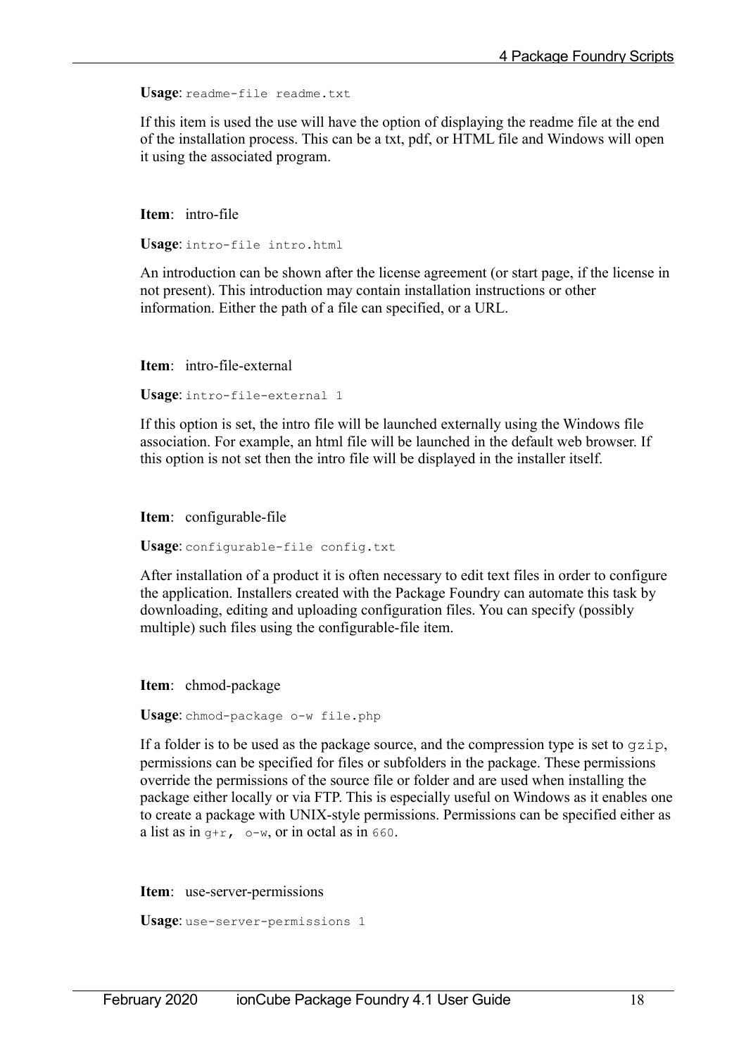**Usage**: `readme-file readme.txt`

If this item is used the use will have the option of displaying the readme file at the end of the installation process. This can be a txt, pdf, or HTML file and Windows will open it using the associated program.

**Item**: intro-file

**Usage**: `intro-file intro.html`

An introduction can be shown after the license agreement (or start page, if the license in not present). This introduction may contain installation instructions or other information. Either the path of a file can specified, or a URL.

**Item**: intro-file-external

**Usage**: `intro-file-external 1`

If this option is set, the intro file will be launched externally using the Windows file association. For example, an html file will be launched in the default web browser. If this option is not set then the intro file will be displayed in the installer itself.

**Item**: configurable-file

**Usage**: `configurable-file config.txt`

After installation of a product it is often necessary to edit text files in order to configure the application. Installers created with the Package Foundry can automate this task by downloading, editing and uploading configuration files. You can specify (possibly multiple) such files using the configurable-file item.

**Item**: chmod-package

**Usage**: `chmod-package o-w file.php`

If a folder is to be used as the package source, and the compression type is set to `gzip`, permissions can be specified for files or subfolders in the package. These permissions override the permissions of the source file or folder and are used when installing the package either locally or via FTP. This is especially useful on Windows as it enables one to create a package with UNIX-style permissions. Permissions can be specified either as a list as in `g+r, o-w`, or in octal as in `660`.

**Item**: use-server-permissions

**Usage**: `use-server-permissions 1`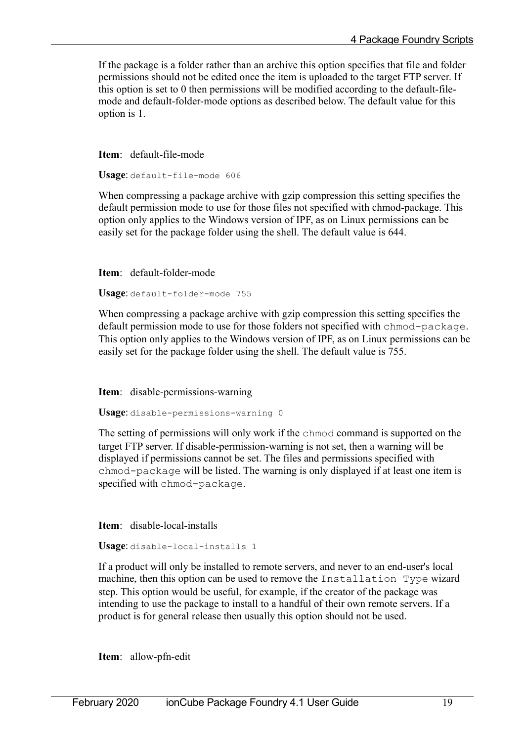If the package is a folder rather than an archive this option specifies that file and folder permissions should not be edited once the item is uploaded to the target FTP server. If this option is set to 0 then permissions will be modified according to the default-file-mode and default-folder-mode options as described below. The default value for this option is 1.

**Item**: default-file-mode

**Usage**: `default-file-mode 606`

When compressing a package archive with gzip compression this setting specifies the default permission mode to use for those files not specified with chmod-package. This option only applies to the Windows version of IPF, as on Linux permissions can be easily set for the package folder using the shell. The default value is 644.

**Item**: default-folder-mode

**Usage**: `default-folder-mode 755`

When compressing a package archive with gzip compression this setting specifies the default permission mode to use for those folders not specified with `chmod-package`. This option only applies to the Windows version of IPF, as on Linux permissions can be easily set for the package folder using the shell. The default value is 755.

**Item**: disable-permissions-warning

**Usage**: `disable-permissions-warning 0`

The setting of permissions will only work if the `chmod` command is supported on the target FTP server. If disable-permission-warning is not set, then a warning will be displayed if permissions cannot be set. The files and permissions specified with `chmod-package` will be listed. The warning is only displayed if at least one item is specified with `chmod-package`.

**Item**: disable-local-installs

**Usage**: `disable-local-installs 1`

If a product will only be installed to remote servers, and never to an end-user's local machine, then this option can be used to remove the `Installation Type` wizard step. This option would be useful, for example, if the creator of the package was intending to use the package to install to a handful of their own remote servers. If a product is for general release then usually this option should not be used.

**Item**: allow-pfn-edit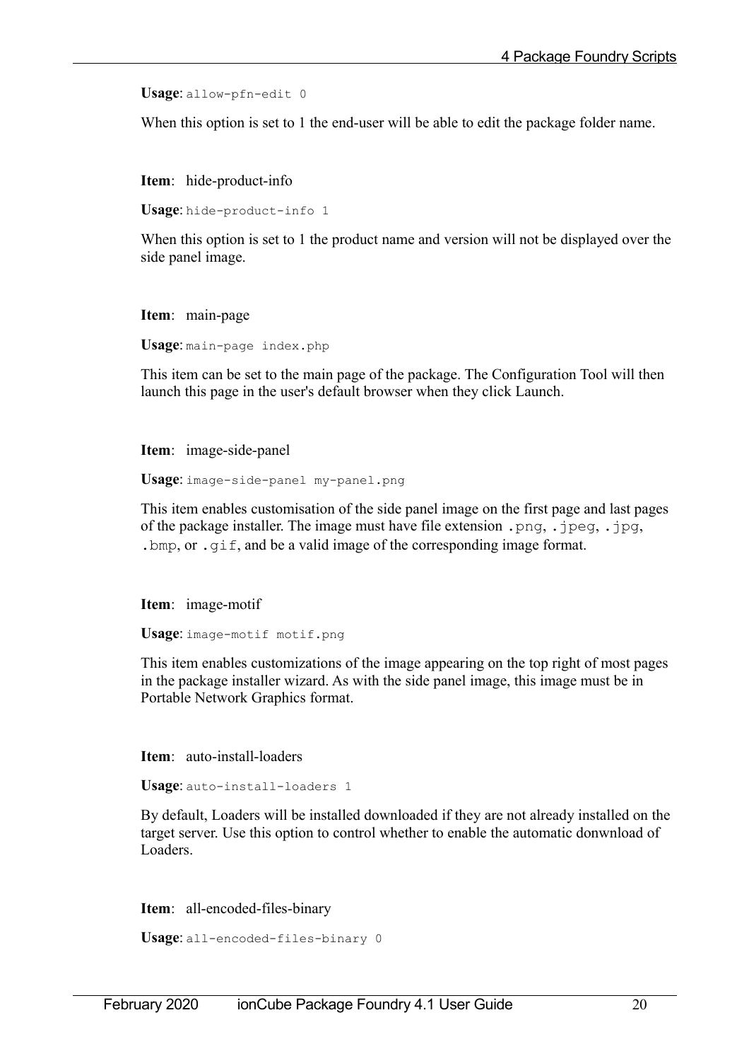**Usage**: `allow-pfn-edit 0`

When this option is set to 1 the end-user will be able to edit the package folder name.

**Item**: hide-product-info

**Usage**: `hide-product-info 1`

When this option is set to 1 the product name and version will not be displayed over the side panel image.

**Item**: main-page

**Usage**: `main-page index.php`

This item can be set to the main page of the package. The Configuration Tool will then launch this page in the user's default browser when they click Launch.

**Item**: image-side-panel

**Usage**: `image-side-panel my-panel.png`

This item enables customisation of the side panel image on the first page and last pages of the package installer. The image must have file extension `.png`, `.jpeg`, `.jpg`, `.bmp`, or `.gif`, and be a valid image of the corresponding image format.

**Item**: image-motif

**Usage**: `image-motif motif.png`

This item enables customizations of the image appearing on the top right of most pages in the package installer wizard. As with the side panel image, this image must be in Portable Network Graphics format.

**Item**: auto-install-loaders

**Usage**: `auto-install-loaders 1`

By default, Loaders will be installed downloaded if they are not already installed on the target server. Use this option to control whether to enable the automatic donwnload of Loaders.

**Item**: all-encoded-files-binary

**Usage**: `all-encoded-files-binary 0`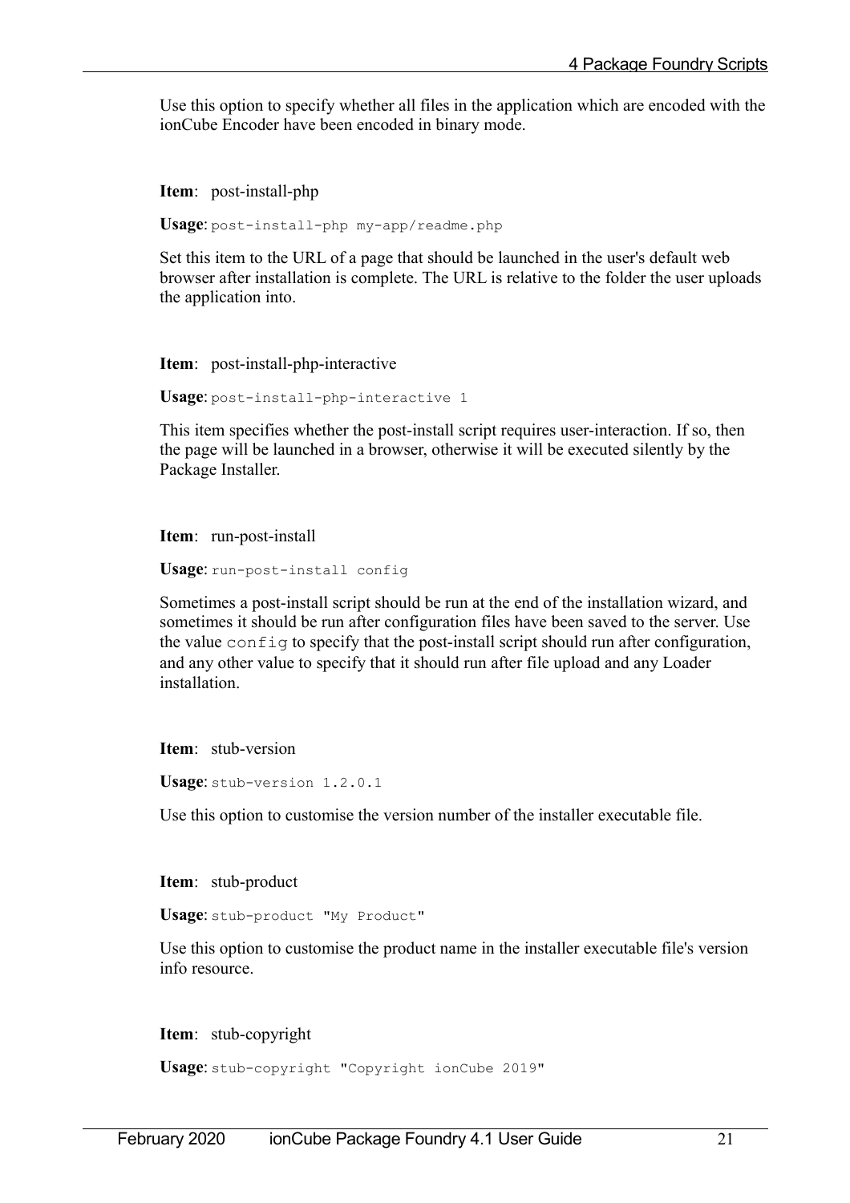Use this option to specify whether all files in the application which are encoded with the ionCube Encoder have been encoded in binary mode.

**Item**: post-install-php

**Usage**: `post-install-php my-app/readme.php`

Set this item to the URL of a page that should be launched in the user's default web browser after installation is complete. The URL is relative to the folder the user uploads the application into.

**Item**: post-install-php-interactive

**Usage**: `post-install-php-interactive 1`

This item specifies whether the post-install script requires user-interaction. If so, then the page will be launched in a browser, otherwise it will be executed silently by the Package Installer.

**Item**: run-post-install

**Usage**: `run-post-install config`

Sometimes a post-install script should be run at the end of the installation wizard, and sometimes it should be run after configuration files have been saved to the server. Use the value `config` to specify that the post-install script should run after configuration, and any other value to specify that it should run after file upload and any Loader installation.

**Item**: stub-version

**Usage**: `stub-version 1.2.0.1`

Use this option to customise the version number of the installer executable file.

**Item**: stub-product

**Usage**: `stub-product "My Product"`

Use this option to customise the product name in the installer executable file's version info resource.

**Item**: stub-copyright

**Usage**: `stub-copyright "Copyright ionCube 2019"`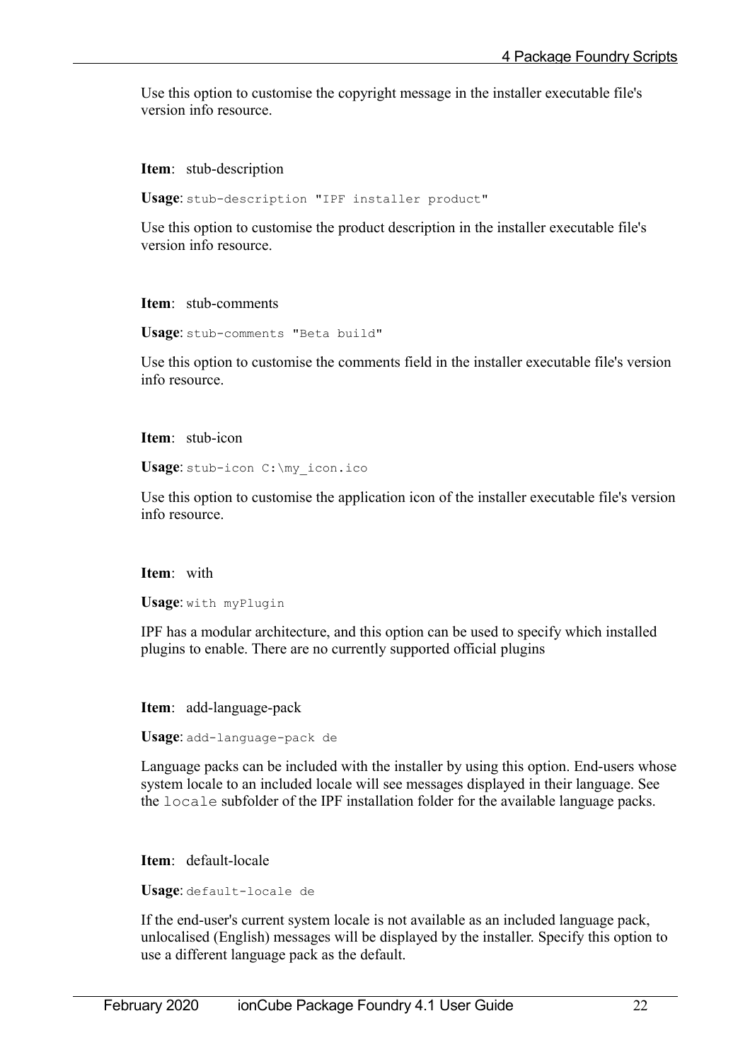Use this option to customise the copyright message in the installer executable file's version info resource.

**Item**: stub-description

**Usage**: `stub-description "IPF installer product"`

Use this option to customise the product description in the installer executable file's version info resource.

**Item**: stub-comments

**Usage**: `stub-comments "Beta build"`

Use this option to customise the comments field in the installer executable file's version info resource.

**Item**: stub-icon

**Usage**: `stub-icon C:\my_icon.ico`

Use this option to customise the application icon of the installer executable file's version info resource.

**Item**: with

**Usage**: `with myPlugin`

IPF has a modular architecture, and this option can be used to specify which installed plugins to enable. There are no currently supported official plugins

**Item**: add-language-pack

**Usage**: `add-language-pack de`

Language packs can be included with the installer by using this option. End-users whose system locale to an included locale will see messages displayed in their language. See the `locale` subfolder of the IPF installation folder for the available language packs.

**Item**: default-locale

**Usage**: `default-locale de`

If the end-user's current system locale is not available as an included language pack, unlocalised (English) messages will be displayed by the installer. Specify this option to use a different language pack as the default.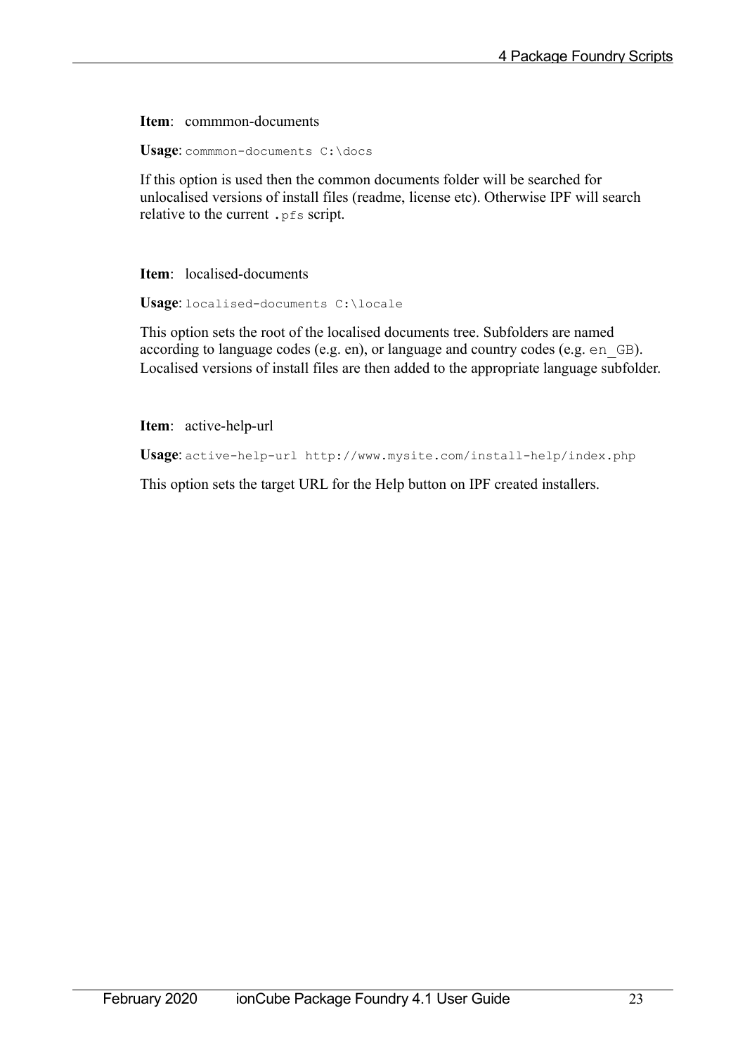**Item**: commmon-documents

**Usage**: `commmon-documents C:\docs`

If this option is used then the common documents folder will be searched for unlocalised versions of install files (readme, license etc). Otherwise IPF will search relative to the current `.pfs` script.

**Item**: localised-documents

**Usage**: `localised-documents C:\locale`

This option sets the root of the localised documents tree. Subfolders are named according to language codes (e.g. en), or language and country codes (e.g. `en_GB`). Localised versions of install files are then added to the appropriate language subfolder.

**Item**: active-help-url

**Usage**: `active-help-url http://www.mysite.com/install-help/index.php`

This option sets the target URL for the Help button on IPF created installers.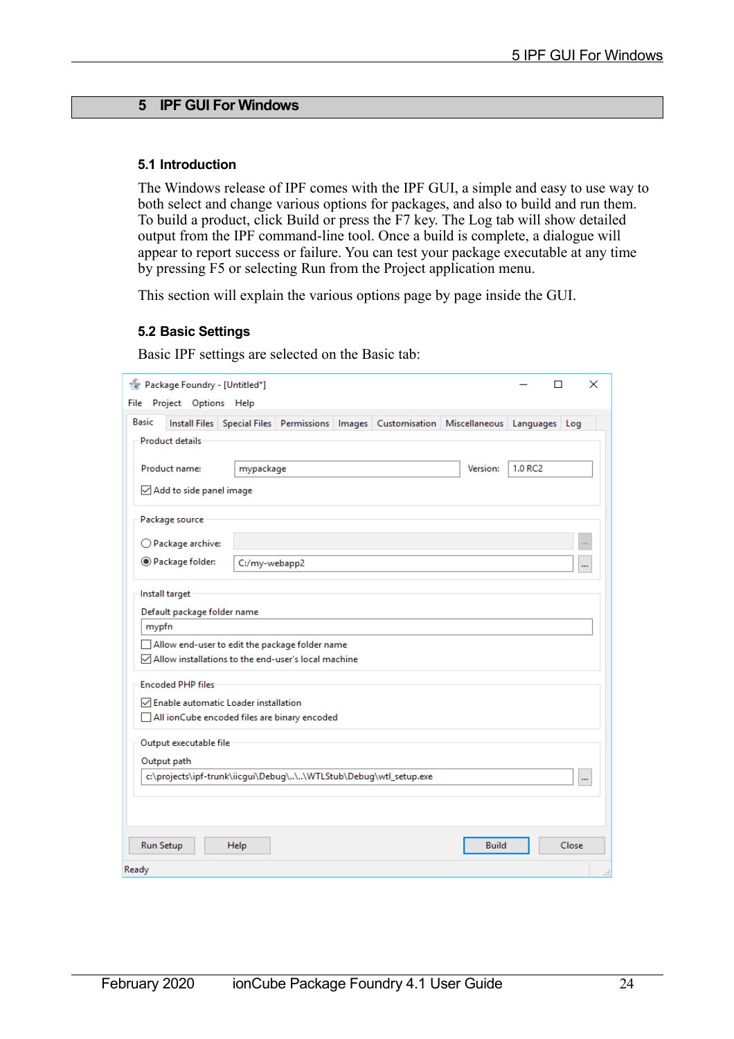# 5 IPF GUI For Windows

## 5.1 Introduction

The Windows release of IPF comes with the IPF GUI, a simple and easy to use way to both select and change various options for packages, and also to build and run them. To build a product, click Build or press the F7 key. The Log tab will show detailed output from the IPF command-line tool. Once a build is complete, a dialogue will appear to report success or failure. You can test your package executable at any time by pressing F5 or selecting Run from the Project application menu.

This section will explain the various options page by page inside the GUI.

## 5.2 Basic Settings

Basic IPF settings are selected on the Basic tab:

Package Foundry - [Untitled*]

File Project Options Help

Basic | Install Files | Special Files | Permissions | Images | Customisation | Miscellaneous | Languages | Log

Product details

Product name: mypackage Version: 1.0 RC2

☑ Add to side panel image

Package source

○ Package archive:

◉ Package folder: C:/my-webapp2

Install target

Default package folder name

mypfn

☐ Allow end-user to edit the package folder name

☑ Allow installations to the end-user's local machine

Encoded PHP files

☑ Enable automatic Loader installation

☐ All ionCube encoded files are binary encoded

Output executable file

Output path

c:\projects\ipf-trunk\iicgui\Debug\..\..\WTLStub\Debug\wtl_setup.exe

Run Setup | Help | Build | Close

Ready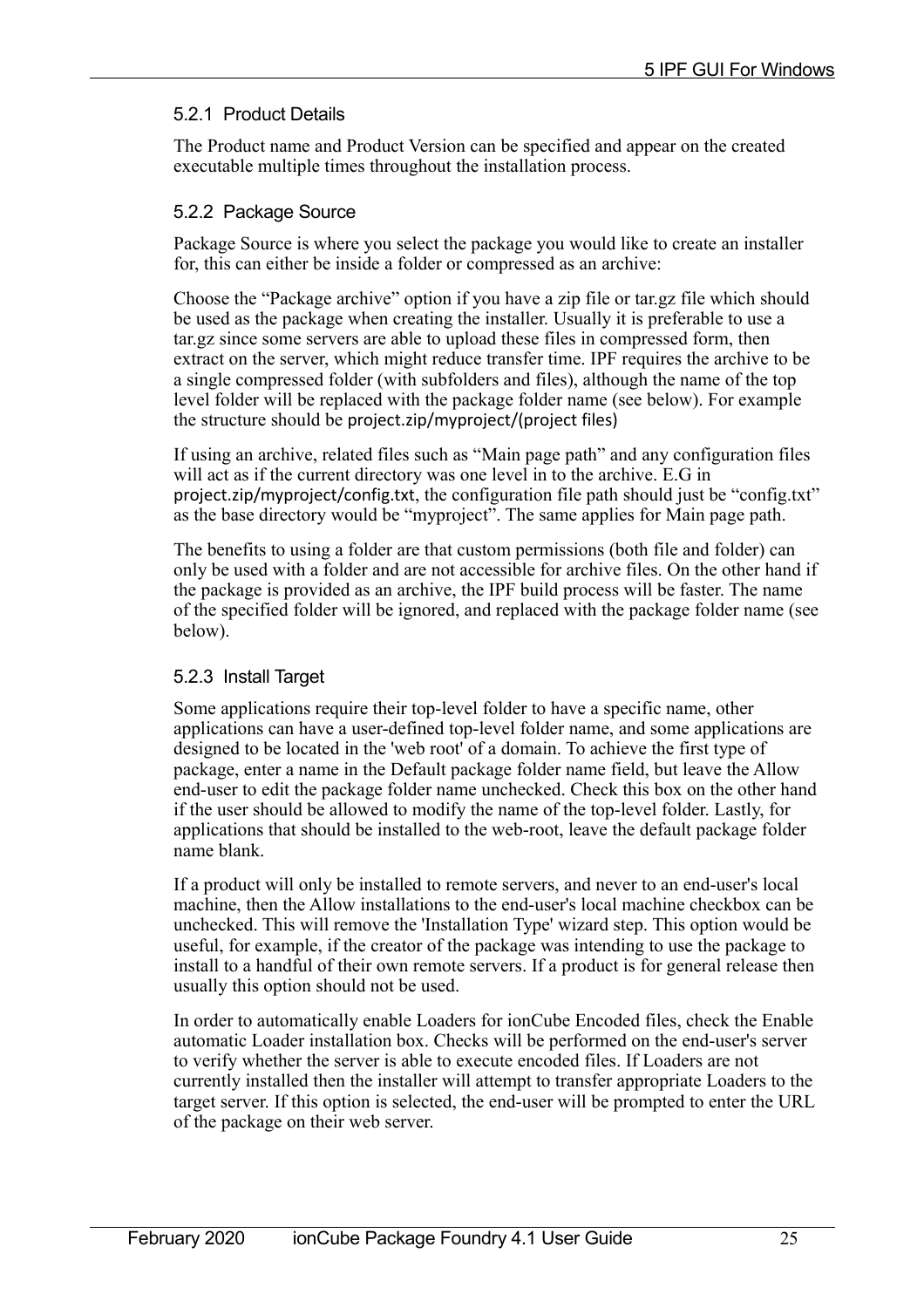### 5.2.1 Product Details

The Product name and Product Version can be specified and appear on the created executable multiple times throughout the installation process.

### 5.2.2 Package Source

Package Source is where you select the package you would like to create an installer for, this can either be inside a folder or compressed as an archive:

Choose the "Package archive" option if you have a zip file or tar.gz file which should be used as the package when creating the installer. Usually it is preferable to use a tar.gz since some servers are able to upload these files in compressed form, then extract on the server, which might reduce transfer time. IPF requires the archive to be a single compressed folder (with subfolders and files), although the name of the top level folder will be replaced with the package folder name (see below). For example the structure should be project.zip/myproject/(project files)

If using an archive, related files such as "Main page path" and any configuration files will act as if the current directory was one level in to the archive. E.G in project.zip/myproject/config.txt, the configuration file path should just be "config.txt" as the base directory would be "myproject". The same applies for Main page path.

The benefits to using a folder are that custom permissions (both file and folder) can only be used with a folder and are not accessible for archive files. On the other hand if the package is provided as an archive, the IPF build process will be faster. The name of the specified folder will be ignored, and replaced with the package folder name (see below).

### 5.2.3 Install Target

Some applications require their top-level folder to have a specific name, other applications can have a user-defined top-level folder name, and some applications are designed to be located in the 'web root' of a domain. To achieve the first type of package, enter a name in the Default package folder name field, but leave the Allow end-user to edit the package folder name unchecked. Check this box on the other hand if the user should be allowed to modify the name of the top-level folder. Lastly, for applications that should be installed to the web-root, leave the default package folder name blank.

If a product will only be installed to remote servers, and never to an end-user's local machine, then the Allow installations to the end-user's local machine checkbox can be unchecked. This will remove the 'Installation Type' wizard step. This option would be useful, for example, if the creator of the package was intending to use the package to install to a handful of their own remote servers. If a product is for general release then usually this option should not be used.

In order to automatically enable Loaders for ionCube Encoded files, check the Enable automatic Loader installation box. Checks will be performed on the end-user's server to verify whether the server is able to execute encoded files. If Loaders are not currently installed then the installer will attempt to transfer appropriate Loaders to the target server. If this option is selected, the end-user will be prompted to enter the URL of the package on their web server.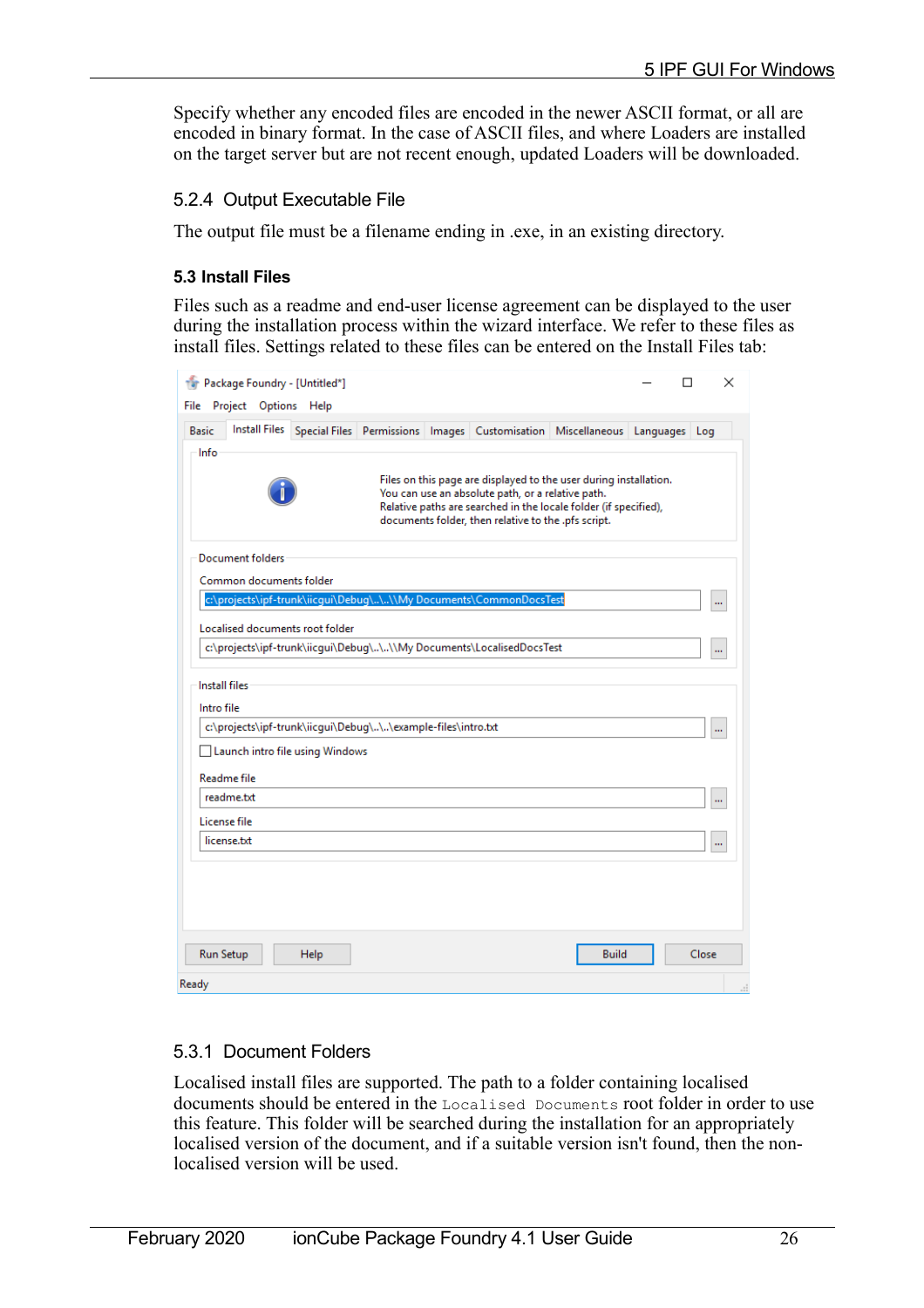Specify whether any encoded files are encoded in the newer ASCII format, or all are encoded in binary format. In the case of ASCII files, and where Loaders are installed on the target server but are not recent enough, updated Loaders will be downloaded.

### 5.2.4 Output Executable File

The output file must be a filename ending in .exe, in an existing directory.

## 5.3 Install Files

Files such as a readme and end-user license agreement can be displayed to the user during the installation process within the wizard interface. We refer to these files as install files. Settings related to these files can be entered on the Install Files tab:

### 5.3.1 Document Folders

Localised install files are supported. The path to a folder containing localised documents should be entered in the `Localised Documents` root folder in order to use this feature. This folder will be searched during the installation for an appropriately localised version of the document, and if a suitable version isn't found, then the non-localised version will be used.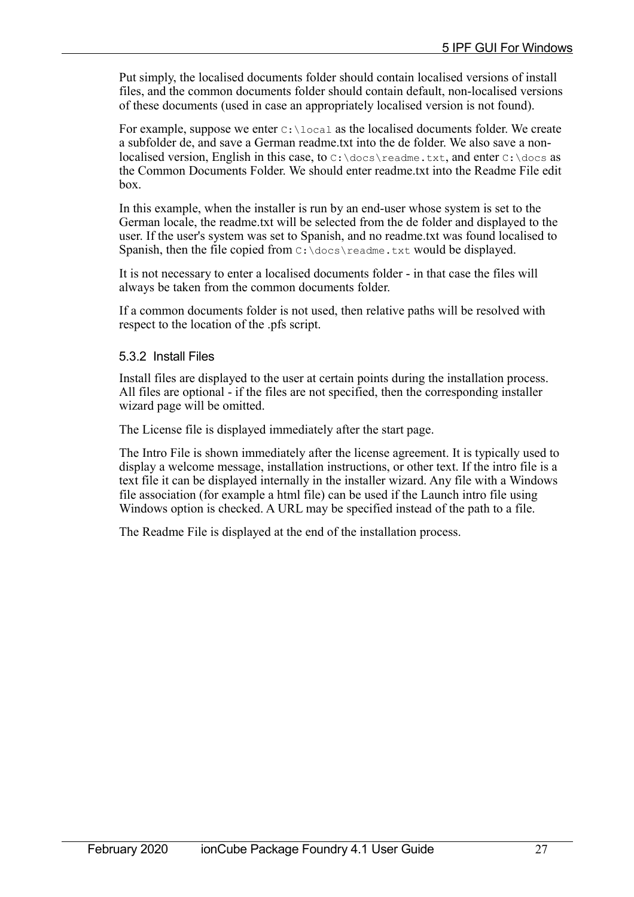Put simply, the localised documents folder should contain localised versions of install files, and the common documents folder should contain default, non-localised versions of these documents (used in case an appropriately localised version is not found).

For example, suppose we enter `C:\local` as the localised documents folder. We create a subfolder de, and save a German readme.txt into the de folder. We also save a non-localised version, English in this case, to `C:\docs\readme.txt`, and enter `C:\docs` as the Common Documents Folder. We should enter readme.txt into the Readme File edit box.

In this example, when the installer is run by an end-user whose system is set to the German locale, the readme.txt will be selected from the de folder and displayed to the user. If the user's system was set to Spanish, and no readme.txt was found localised to Spanish, then the file copied from `C:\docs\readme.txt` would be displayed.

It is not necessary to enter a localised documents folder - in that case the files will always be taken from the common documents folder.

If a common documents folder is not used, then relative paths will be resolved with respect to the location of the .pfs script.

### 5.3.2 Install Files

Install files are displayed to the user at certain points during the installation process. All files are optional - if the files are not specified, then the corresponding installer wizard page will be omitted.

The License file is displayed immediately after the start page.

The Intro File is shown immediately after the license agreement. It is typically used to display a welcome message, installation instructions, or other text. If the intro file is a text file it can be displayed internally in the installer wizard. Any file with a Windows file association (for example a html file) can be used if the Launch intro file using Windows option is checked. A URL may be specified instead of the path to a file.

The Readme File is displayed at the end of the installation process.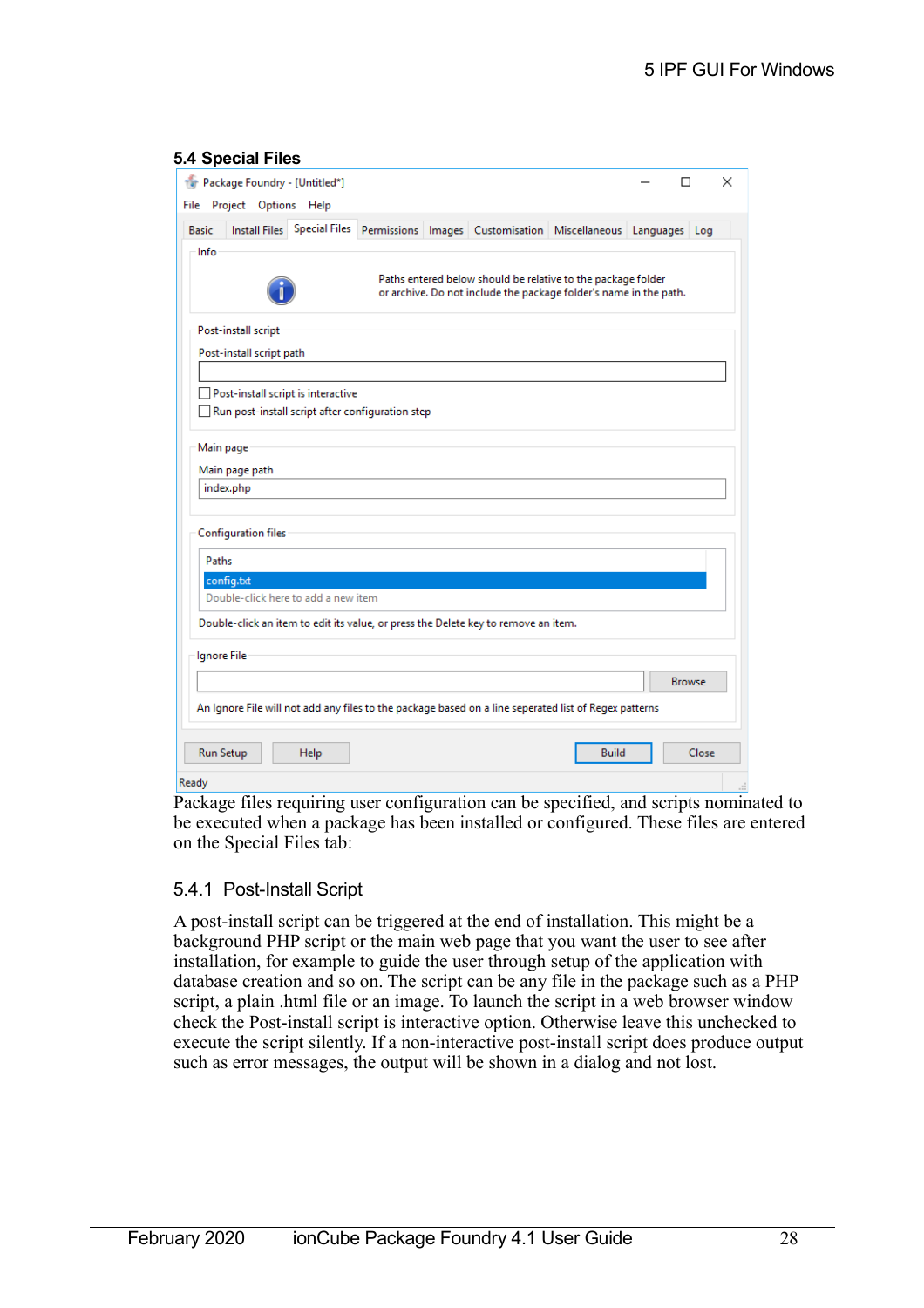## 5.4 Special Files

Package files requiring user configuration can be specified, and scripts nominated to be executed when a package has been installed or configured. These files are entered on the Special Files tab:

### 5.4.1 Post-Install Script

A post-install script can be triggered at the end of installation. This might be a background PHP script or the main web page that you want the user to see after installation, for example to guide the user through setup of the application with database creation and so on. The script can be any file in the package such as a PHP script, a plain .html file or an image. To launch the script in a web browser window check the Post-install script is interactive option. Otherwise leave this unchecked to execute the script silently. If a non-interactive post-install script does produce output such as error messages, the output will be shown in a dialog and not lost.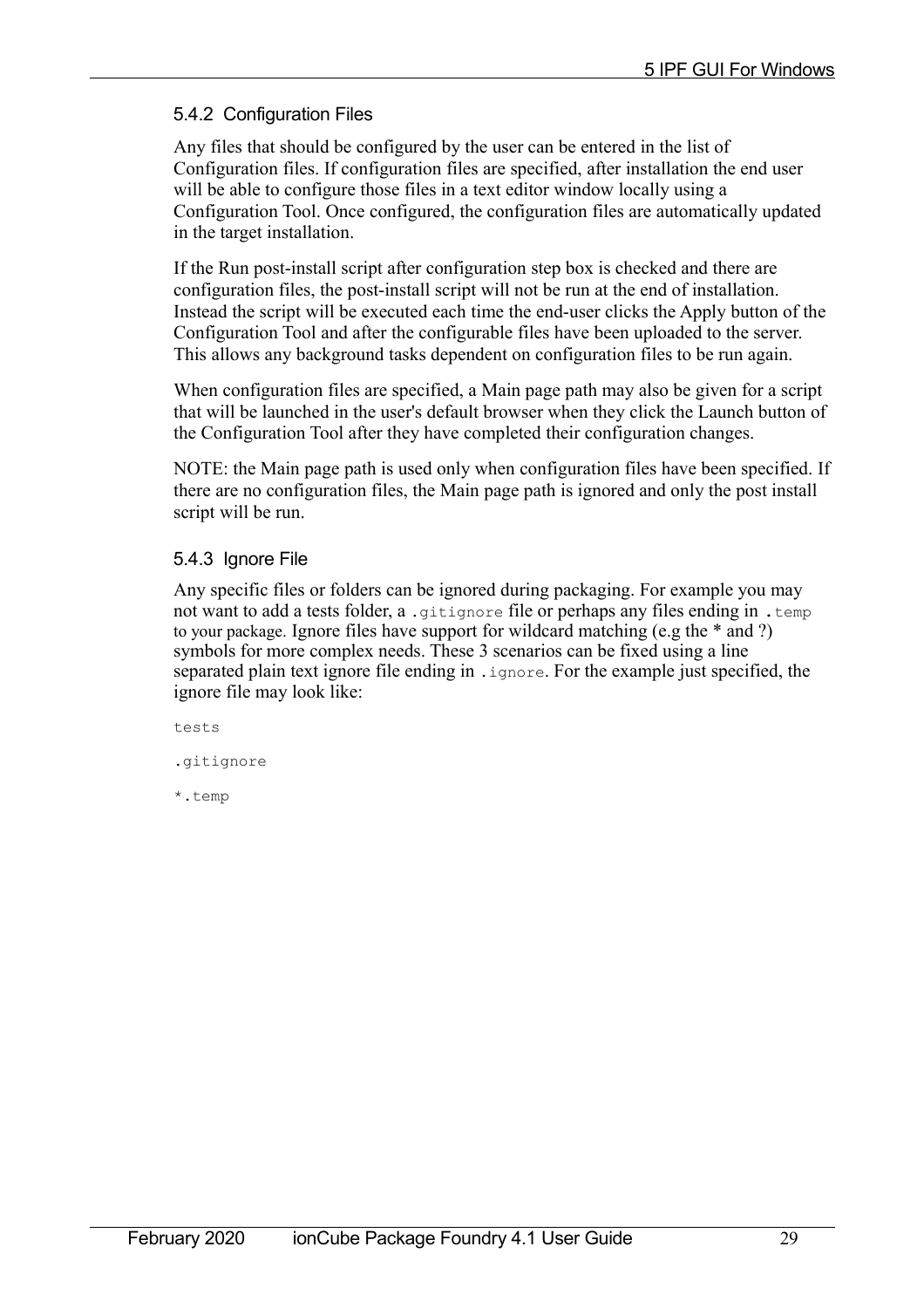### 5.4.2 Configuration Files

Any files that should be configured by the user can be entered in the list of Configuration files. If configuration files are specified, after installation the end user will be able to configure those files in a text editor window locally using a Configuration Tool. Once configured, the configuration files are automatically updated in the target installation.

If the Run post-install script after configuration step box is checked and there are configuration files, the post-install script will not be run at the end of installation. Instead the script will be executed each time the end-user clicks the Apply button of the Configuration Tool and after the configurable files have been uploaded to the server. This allows any background tasks dependent on configuration files to be run again.

When configuration files are specified, a Main page path may also be given for a script that will be launched in the user's default browser when they click the Launch button of the Configuration Tool after they have completed their configuration changes.

NOTE: the Main page path is used only when configuration files have been specified. If there are no configuration files, the Main page path is ignored and only the post install script will be run.

### 5.4.3 Ignore File

Any specific files or folders can be ignored during packaging. For example you may not want to add a tests folder, a `.gitignore` file or perhaps any files ending in `.temp` to your package. Ignore files have support for wildcard matching (e.g the * and ?) symbols for more complex needs. These 3 scenarios can be fixed using a line separated plain text ignore file ending in `.ignore`. For the example just specified, the ignore file may look like:

```
tests

.gitignore

*.temp
```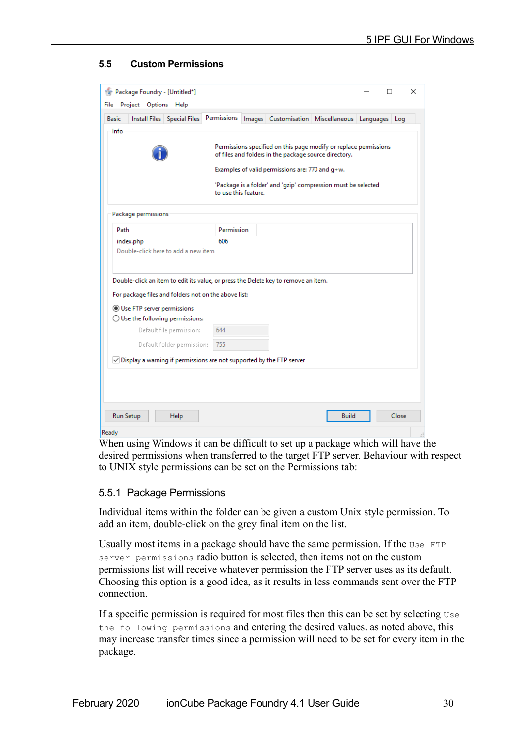## 5.5 Custom Permissions

When using Windows it can be difficult to set up a package which will have the desired permissions when transferred to the target FTP server. Behaviour with respect to UNIX style permissions can be set on the Permissions tab:

### 5.5.1 Package Permissions

Individual items within the folder can be given a custom Unix style permission. To add an item, double-click on the grey final item on the list.

Usually most items in a package should have the same permission. If the `Use FTP server permissions` radio button is selected, then items not on the custom permissions list will receive whatever permission the FTP server uses as its default. Choosing this option is a good idea, as it results in less commands sent over the FTP connection.

If a specific permission is required for most files then this can be set by selecting `Use the following permissions` and entering the desired values. as noted above, this may increase transfer times since a permission will need to be set for every item in the package.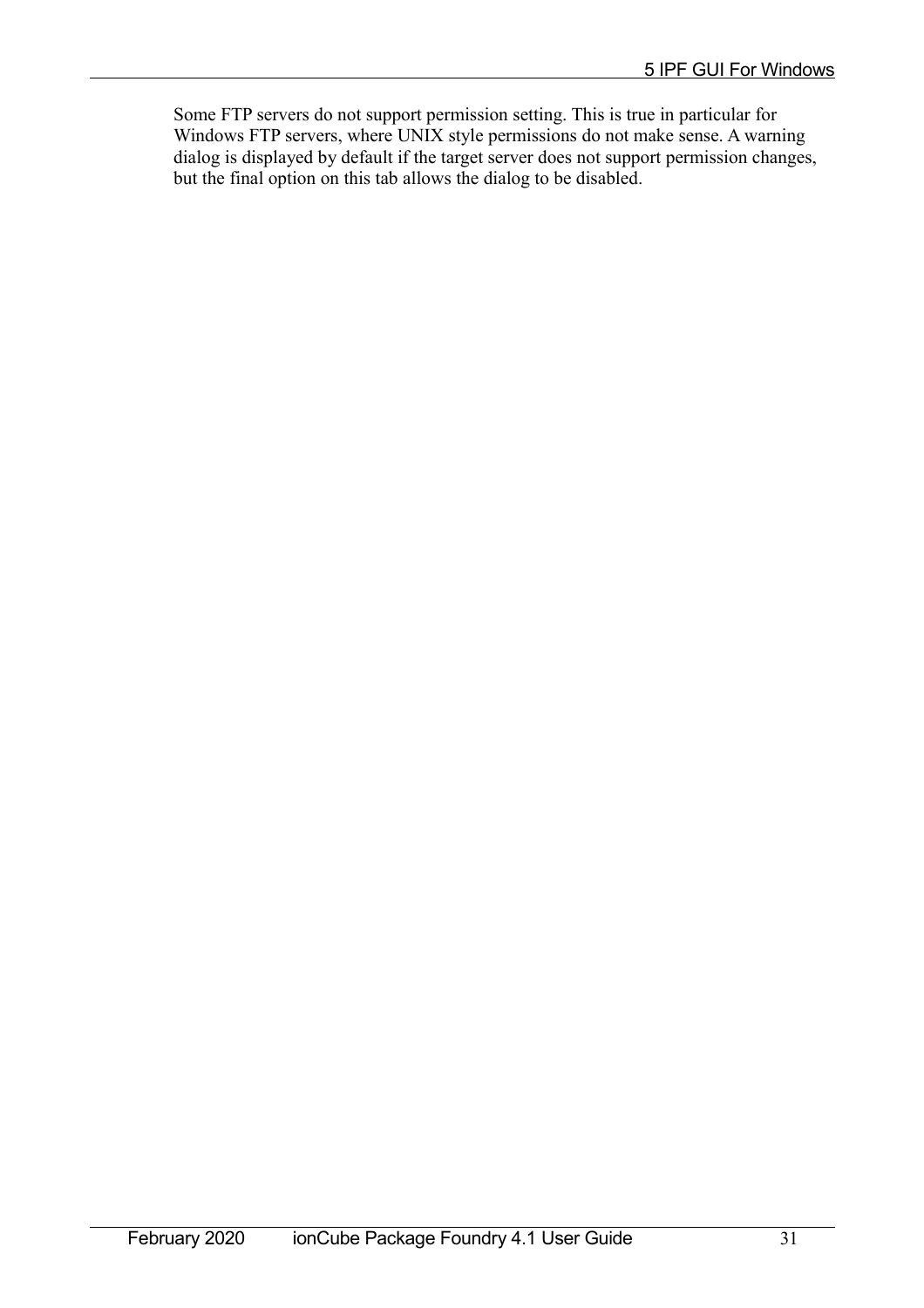Some FTP servers do not support permission setting. This is true in particular for Windows FTP servers, where UNIX style permissions do not make sense. A warning dialog is displayed by default if the target server does not support permission changes, but the final option on this tab allows the dialog to be disabled.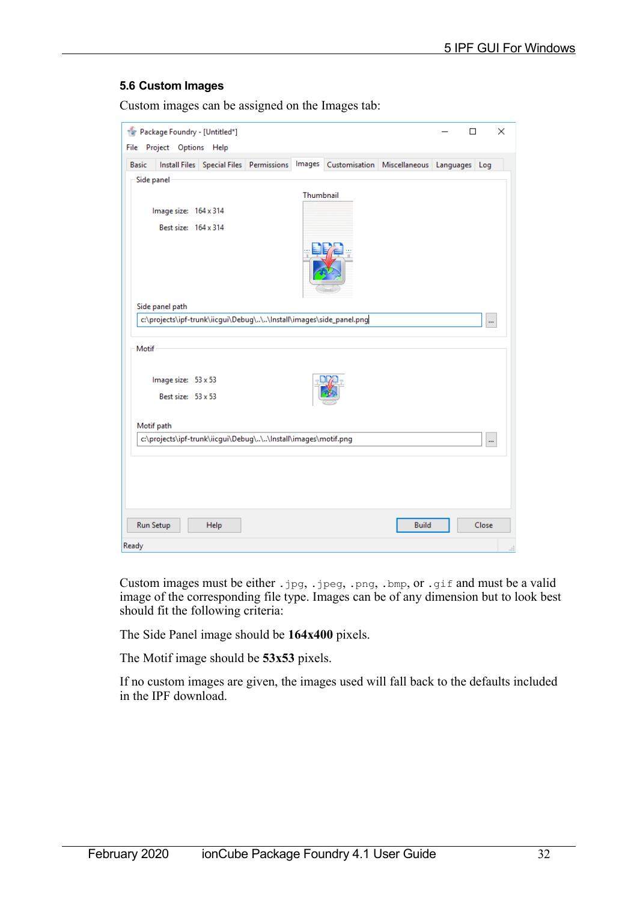### 5.6 Custom Images

Custom images can be assigned on the Images tab:

Custom images must be either `.jpg`, `.jpeg`, `.png`, `.bmp`, or `.gif` and must be a valid image of the corresponding file type. Images can be of any dimension but to look best should fit the following criteria:

The Side Panel image should be **164x400** pixels.

The Motif image should be **53x53** pixels.

If no custom images are given, the images used will fall back to the defaults included in the IPF download.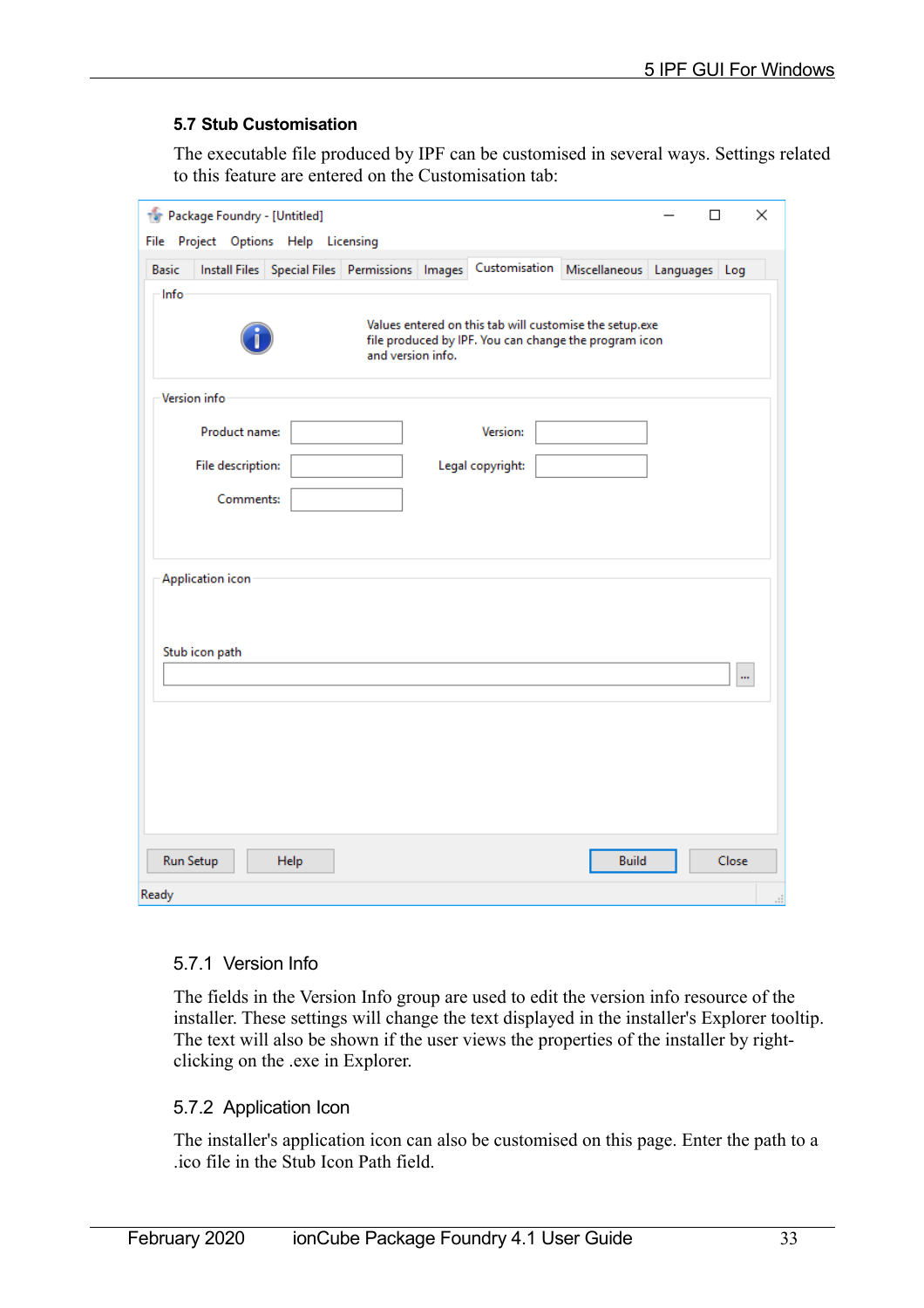## 5.7 Stub Customisation

The executable file produced by IPF can be customised in several ways. Settings related to this feature are entered on the Customisation tab:

### 5.7.1 Version Info

The fields in the Version Info group are used to edit the version info resource of the installer. These settings will change the text displayed in the installer's Explorer tooltip. The text will also be shown if the user views the properties of the installer by right-clicking on the .exe in Explorer.

### 5.7.2 Application Icon

The installer's application icon can also be customised on this page. Enter the path to a .ico file in the Stub Icon Path field.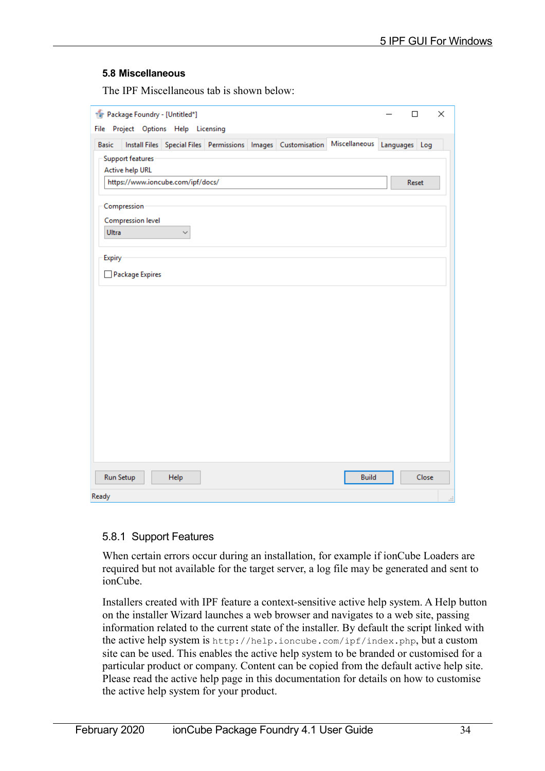### 5.8 Miscellaneous

The IPF Miscellaneous tab is shown below:

#### 5.8.1 Support Features

When certain errors occur during an installation, for example if ionCube Loaders are required but not available for the target server, a log file may be generated and sent to ionCube.

Installers created with IPF feature a context-sensitive active help system. A Help button on the installer Wizard launches a web browser and navigates to a web site, passing information related to the current state of the installer. By default the script linked with the active help system is `http://help.ioncube.com/ipf/index.php`, but a custom site can be used. This enables the active help system to be branded or customised for a particular product or company. Content can be copied from the default active help site. Please read the active help page in this documentation for details on how to customise the active help system for your product.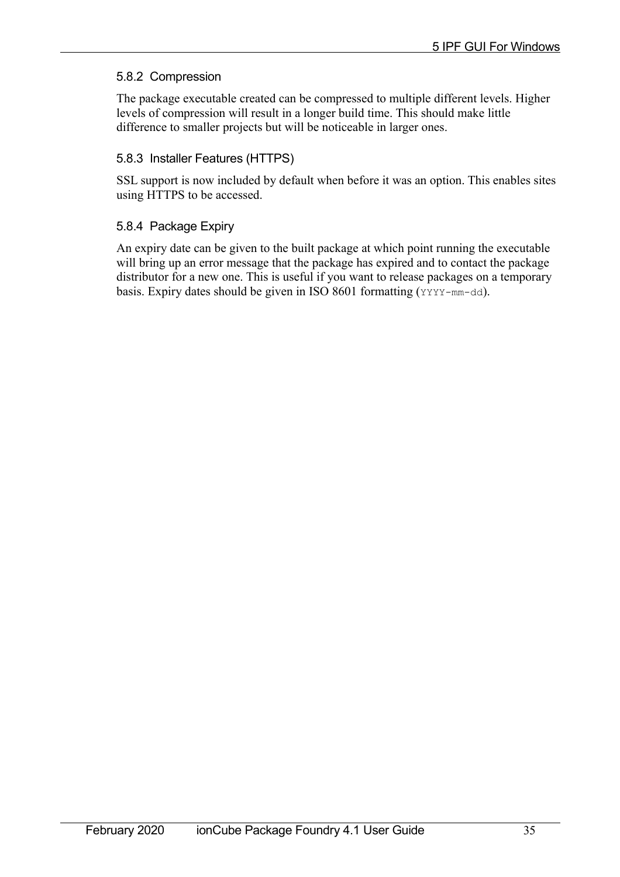### 5.8.2 Compression

The package executable created can be compressed to multiple different levels. Higher levels of compression will result in a longer build time. This should make little difference to smaller projects but will be noticeable in larger ones.

### 5.8.3 Installer Features (HTTPS)

SSL support is now included by default when before it was an option. This enables sites using HTTPS to be accessed.

### 5.8.4 Package Expiry

An expiry date can be given to the built package at which point running the executable will bring up an error message that the package has expired and to contact the package distributor for a new one. This is useful if you want to release packages on a temporary basis. Expiry dates should be given in ISO 8601 formatting (`YYYY-mm-dd`).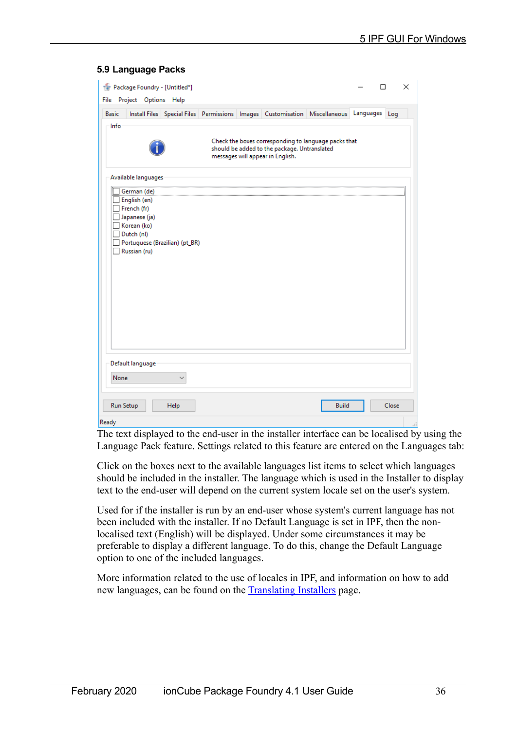### 5.9 Language Packs

The text displayed to the end-user in the installer interface can be localised by using the Language Pack feature. Settings related to this feature are entered on the Languages tab:

Click on the boxes next to the available languages list items to select which languages should be included in the installer. The language which is used in the Installer to display text to the end-user will depend on the current system locale set on the user's system.

Used for if the installer is run by an end-user whose system's current language has not been included with the installer. If no Default Language is set in IPF, then the non-localised text (English) will be displayed. Under some circumstances it may be preferable to display a different language. To do this, change the Default Language option to one of the included languages.

More information related to the use of locales in IPF, and information on how to add new languages, can be found on the Translating Installers page.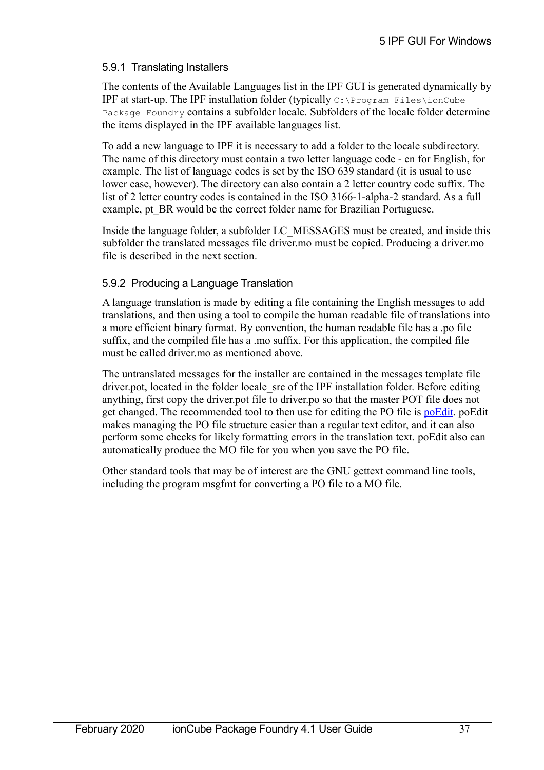### 5.9.1 Translating Installers

The contents of the Available Languages list in the IPF GUI is generated dynamically by IPF at start-up. The IPF installation folder (typically `C:\Program Files\ionCube Package Foundry` contains a subfolder locale. Subfolders of the locale folder determine the items displayed in the IPF available languages list.

To add a new language to IPF it is necessary to add a folder to the locale subdirectory. The name of this directory must contain a two letter language code - en for English, for example. The list of language codes is set by the ISO 639 standard (it is usual to use lower case, however). The directory can also contain a 2 letter country code suffix. The list of 2 letter country codes is contained in the ISO 3166-1-alpha-2 standard. As a full example, pt_BR would be the correct folder name for Brazilian Portuguese.

Inside the language folder, a subfolder LC_MESSAGES must be created, and inside this subfolder the translated messages file driver.mo must be copied. Producing a driver.mo file is described in the next section.

### 5.9.2 Producing a Language Translation

A language translation is made by editing a file containing the English messages to add translations, and then using a tool to compile the human readable file of translations into a more efficient binary format. By convention, the human readable file has a .po file suffix, and the compiled file has a .mo suffix. For this application, the compiled file must be called driver.mo as mentioned above.

The untranslated messages for the installer are contained in the messages template file driver.pot, located in the folder locale_src of the IPF installation folder. Before editing anything, first copy the driver.pot file to driver.po so that the master POT file does not get changed. The recommended tool to then use for editing the PO file is poEdit. poEdit makes managing the PO file structure easier than a regular text editor, and it can also perform some checks for likely formatting errors in the translation text. poEdit also can automatically produce the MO file for you when you save the PO file.

Other standard tools that may be of interest are the GNU gettext command line tools, including the program msgfmt for converting a PO file to a MO file.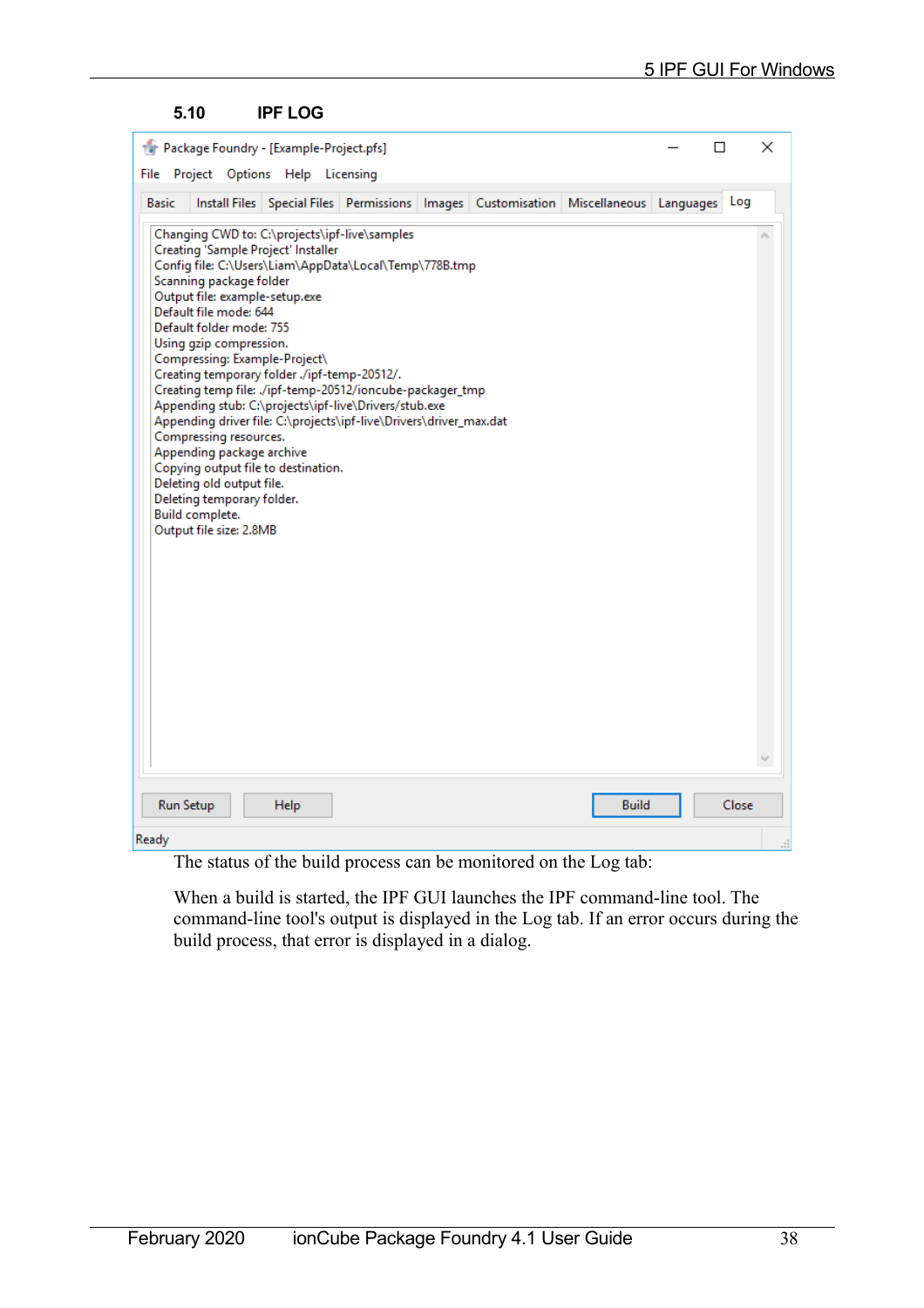## 5.10 IPF LOG

The status of the build process can be monitored on the Log tab:

When a build is started, the IPF GUI launches the IPF command-line tool. The command-line tool's output is displayed in the Log tab. If an error occurs during the build process, that error is displayed in a dialog.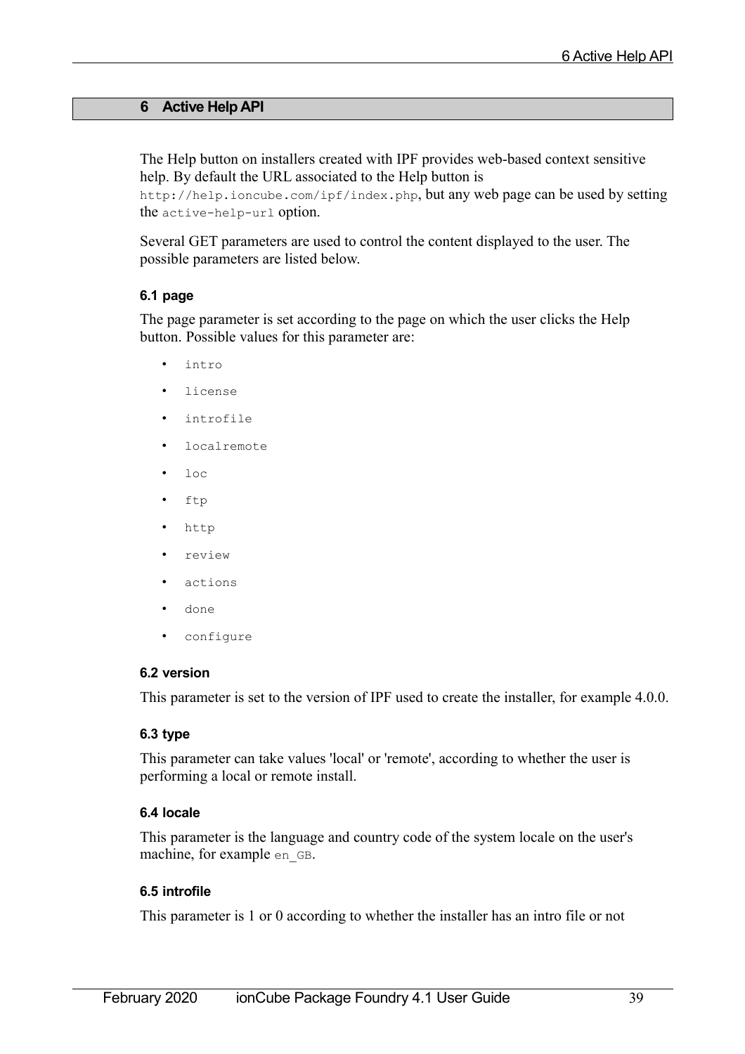# 6 Active Help API

The Help button on installers created with IPF provides web-based context sensitive help. By default the URL associated to the Help button is `http://help.ioncube.com/ipf/index.php`, but any web page can be used by setting the `active-help-url` option.

Several GET parameters are used to control the content displayed to the user. The possible parameters are listed below.

## 6.1 page

The page parameter is set according to the page on which the user clicks the Help button. Possible values for this parameter are:

- `intro`
- `license`
- `introfile`
- `localremote`
- `loc`
- `ftp`
- `http`
- `review`
- `actions`
- `done`
- `configure`

## 6.2 version

This parameter is set to the version of IPF used to create the installer, for example 4.0.0.

## 6.3 type

This parameter can take values 'local' or 'remote', according to whether the user is performing a local or remote install.

## 6.4 locale

This parameter is the language and country code of the system locale on the user's machine, for example `en_GB`.

## 6.5 introfile

This parameter is 1 or 0 according to whether the installer has an intro file or not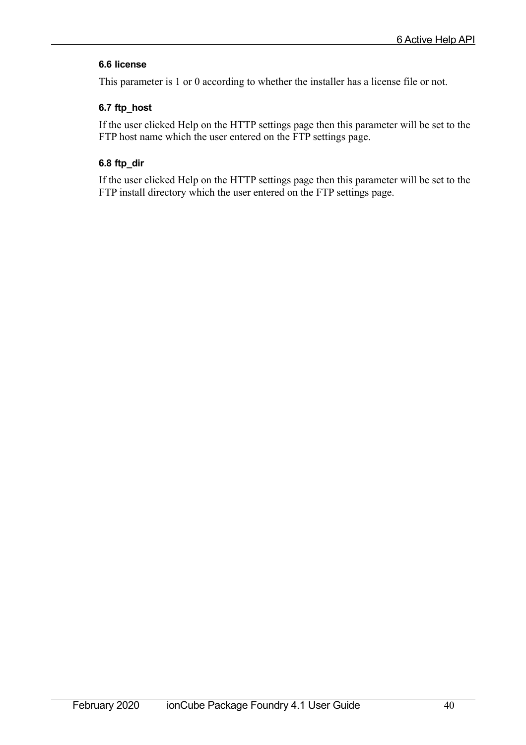### 6.6 license

This parameter is 1 or 0 according to whether the installer has a license file or not.

### 6.7 ftp_host

If the user clicked Help on the HTTP settings page then this parameter will be set to the FTP host name which the user entered on the FTP settings page.

### 6.8 ftp_dir

If the user clicked Help on the HTTP settings page then this parameter will be set to the FTP install directory which the user entered on the FTP settings page.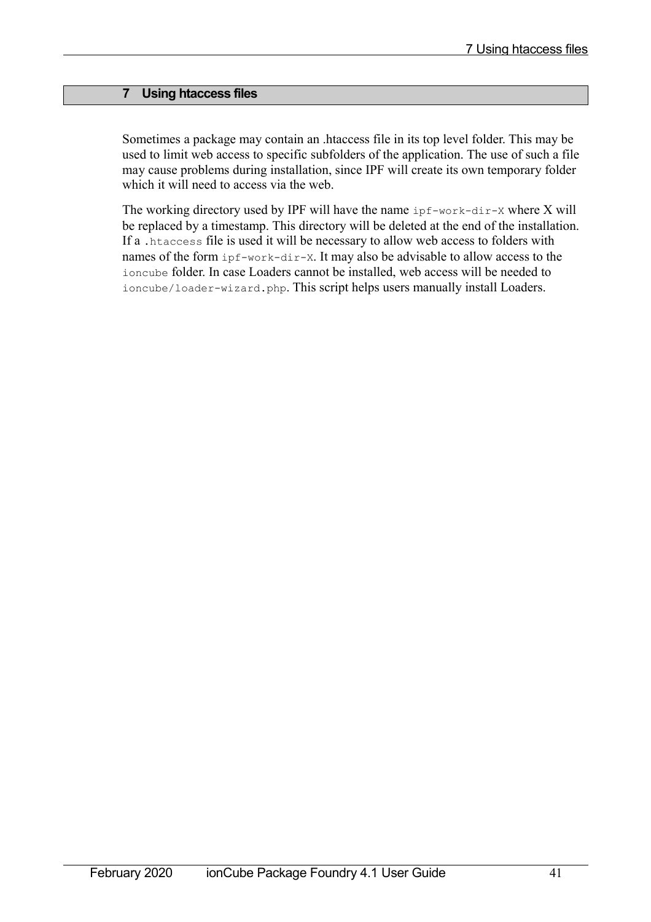# 7 Using htaccess files

Sometimes a package may contain an .htaccess file in its top level folder. This may be used to limit web access to specific subfolders of the application. The use of such a file may cause problems during installation, since IPF will create its own temporary folder which it will need to access via the web.

The working directory used by IPF will have the name `ipf-work-dir-X` where X will be replaced by a timestamp. This directory will be deleted at the end of the installation. If a `.htaccess` file is used it will be necessary to allow web access to folders with names of the form `ipf-work-dir-X`. It may also be advisable to allow access to the `ioncube` folder. In case Loaders cannot be installed, web access will be needed to `ioncube/loader-wizard.php`. This script helps users manually install Loaders.